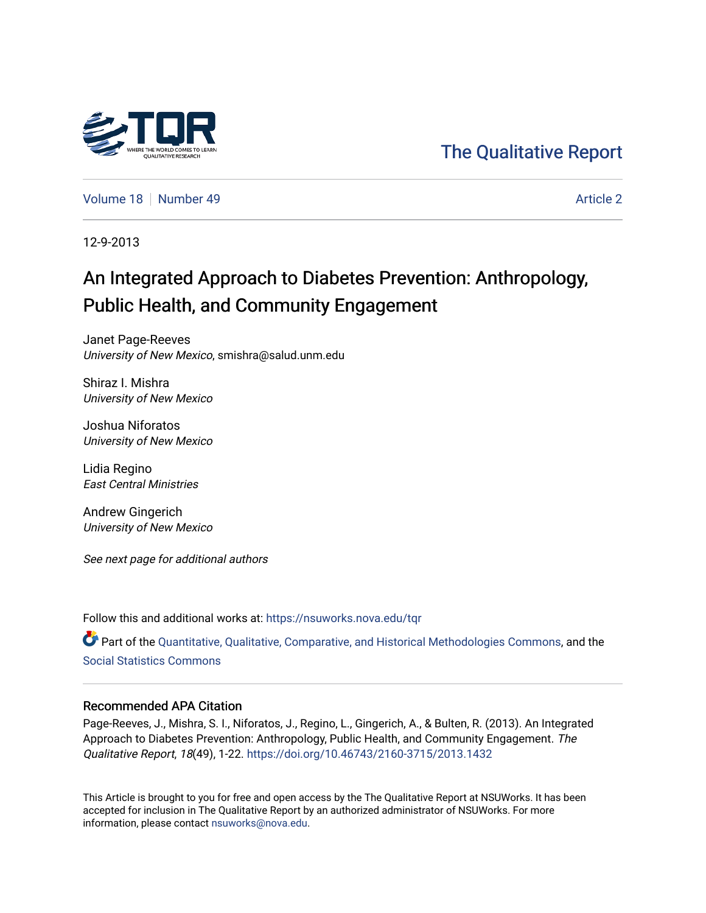The Qualitative Report

Volume 18 | Number 49 | Article 2

12-9-2013

# An Integrated Approach to Diabetes Prevention: Anthropology, Public Health, and Community Engagement

Janet Page-Reeves
*University of New Mexico*, smishra@salud.unm.edu

Shiraz I. Mishra
*University of New Mexico*

Joshua Niforatos
*University of New Mexico*

Lidia Regino
*East Central Ministries*

Andrew Gingerich
*University of New Mexico*

*See next page for additional authors*

Follow this and additional works at: https://nsuworks.nova.edu/tqr

Part of the Quantitative, Qualitative, Comparative, and Historical Methodologies Commons, and the Social Statistics Commons

## Recommended APA Citation

Page-Reeves, J., Mishra, S. I., Niforatos, J., Regino, L., Gingerich, A., & Bulten, R. (2013). An Integrated Approach to Diabetes Prevention: Anthropology, Public Health, and Community Engagement. *The Qualitative Report*, *18*(49), 1-22. https://doi.org/10.46743/2160-3715/2013.1432

This Article is brought to you for free and open access by the The Qualitative Report at NSUWorks. It has been accepted for inclusion in The Qualitative Report by an authorized administrator of NSUWorks. For more information, please contact nsuworks@nova.edu.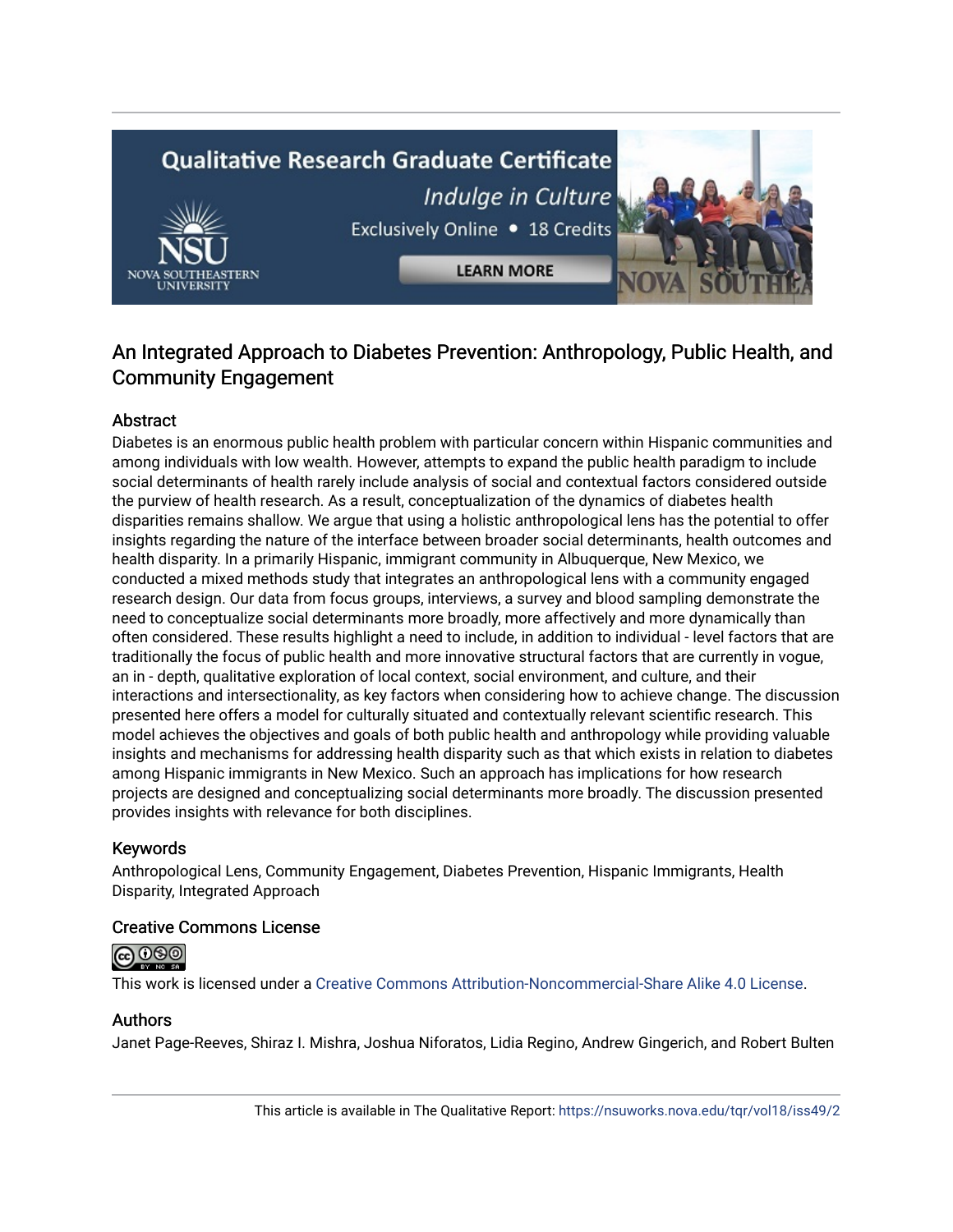# An Integrated Approach to Diabetes Prevention: Anthropology, Public Health, and Community Engagement

## Abstract

Diabetes is an enormous public health problem with particular concern within Hispanic communities and among individuals with low wealth. However, attempts to expand the public health paradigm to include social determinants of health rarely include analysis of social and contextual factors considered outside the purview of health research. As a result, conceptualization of the dynamics of diabetes health disparities remains shallow. We argue that using a holistic anthropological lens has the potential to offer insights regarding the nature of the interface between broader social determinants, health outcomes and health disparity. In a primarily Hispanic, immigrant community in Albuquerque, New Mexico, we conducted a mixed methods study that integrates an anthropological lens with a community engaged research design. Our data from focus groups, interviews, a survey and blood sampling demonstrate the need to conceptualize social determinants more broadly, more affectively and more dynamically than often considered. These results highlight a need to include, in addition to individual - level factors that are traditionally the focus of public health and more innovative structural factors that are currently in vogue, an in - depth, qualitative exploration of local context, social environment, and culture, and their interactions and intersectionality, as key factors when considering how to achieve change. The discussion presented here offers a model for culturally situated and contextually relevant scientific research. This model achieves the objectives and goals of both public health and anthropology while providing valuable insights and mechanisms for addressing health disparity such as that which exists in relation to diabetes among Hispanic immigrants in New Mexico. Such an approach has implications for how research projects are designed and conceptualizing social determinants more broadly. The discussion presented provides insights with relevance for both disciplines.

## Keywords

Anthropological Lens, Community Engagement, Diabetes Prevention, Hispanic Immigrants, Health Disparity, Integrated Approach

## Creative Commons License

This work is licensed under a Creative Commons Attribution-Noncommercial-Share Alike 4.0 License.

## Authors

Janet Page-Reeves, Shiraz I. Mishra, Joshua Niforatos, Lidia Regino, Andrew Gingerich, and Robert Bulten

This article is available in The Qualitative Report: https://nsuworks.nova.edu/tqr/vol18/iss49/2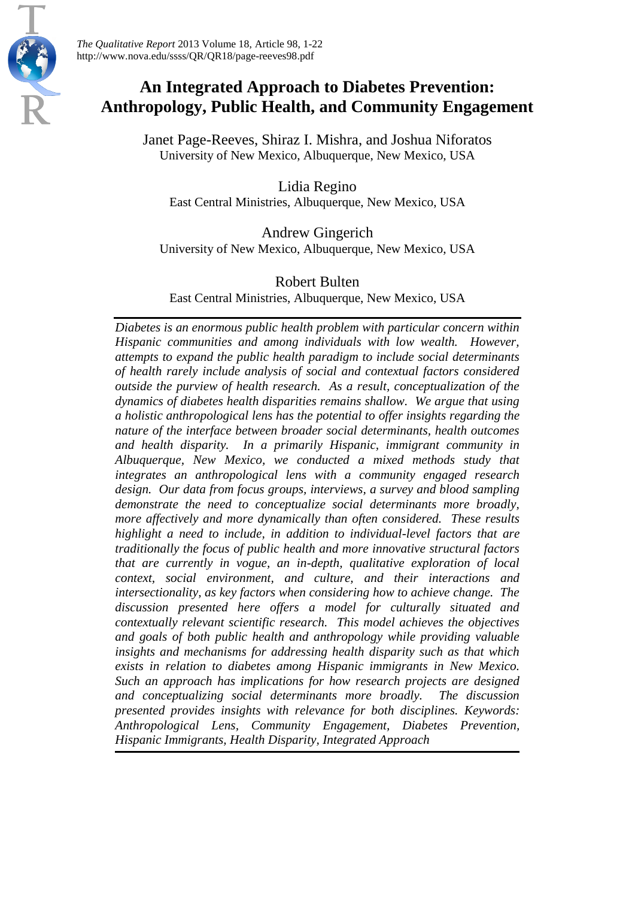# An Integrated Approach to Diabetes Prevention: Anthropology, Public Health, and Community Engagement

Janet Page-Reeves, Shiraz I. Mishra, and Joshua Niforatos
University of New Mexico, Albuquerque, New Mexico, USA

Lidia Regino
East Central Ministries, Albuquerque, New Mexico, USA

Andrew Gingerich
University of New Mexico, Albuquerque, New Mexico, USA

Robert Bulten
East Central Ministries, Albuquerque, New Mexico, USA

*Diabetes is an enormous public health problem with particular concern within Hispanic communities and among individuals with low wealth. However, attempts to expand the public health paradigm to include social determinants of health rarely include analysis of social and contextual factors considered outside the purview of health research. As a result, conceptualization of the dynamics of diabetes health disparities remains shallow. We argue that using a holistic anthropological lens has the potential to offer insights regarding the nature of the interface between broader social determinants, health outcomes and health disparity. In a primarily Hispanic, immigrant community in Albuquerque, New Mexico, we conducted a mixed methods study that integrates an anthropological lens with a community engaged research design. Our data from focus groups, interviews, a survey and blood sampling demonstrate the need to conceptualize social determinants more broadly, more affectively and more dynamically than often considered. These results highlight a need to include, in addition to individual-level factors that are traditionally the focus of public health and more innovative structural factors that are currently in vogue, an in-depth, qualitative exploration of local context, social environment, and culture, and their interactions and intersectionality, as key factors when considering how to achieve change. The discussion presented here offers a model for culturally situated and contextually relevant scientific research. This model achieves the objectives and goals of both public health and anthropology while providing valuable insights and mechanisms for addressing health disparity such as that which exists in relation to diabetes among Hispanic immigrants in New Mexico. Such an approach has implications for how research projects are designed and conceptualizing social determinants more broadly. The discussion presented provides insights with relevance for both disciplines. Keywords: Anthropological Lens, Community Engagement, Diabetes Prevention, Hispanic Immigrants, Health Disparity, Integrated Approach*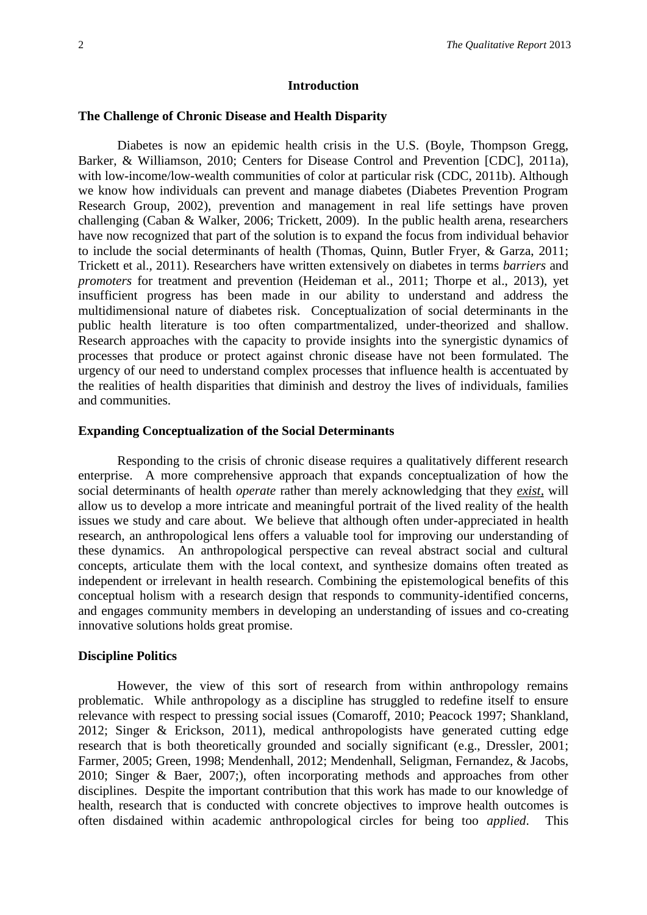## Introduction

### The Challenge of Chronic Disease and Health Disparity

Diabetes is now an epidemic health crisis in the U.S. (Boyle, Thompson Gregg, Barker, & Williamson, 2010; Centers for Disease Control and Prevention [CDC], 2011a), with low-income/low-wealth communities of color at particular risk (CDC, 2011b). Although we know how individuals can prevent and manage diabetes (Diabetes Prevention Program Research Group, 2002), prevention and management in real life settings have proven challenging (Caban & Walker, 2006; Trickett, 2009). In the public health arena, researchers have now recognized that part of the solution is to expand the focus from individual behavior to include the social determinants of health (Thomas, Quinn, Butler Fryer, & Garza, 2011; Trickett et al., 2011). Researchers have written extensively on diabetes in terms *barriers* and *promoters* for treatment and prevention (Heideman et al., 2011; Thorpe et al., 2013), yet insufficient progress has been made in our ability to understand and address the multidimensional nature of diabetes risk. Conceptualization of social determinants in the public health literature is too often compartmentalized, under-theorized and shallow. Research approaches with the capacity to provide insights into the synergistic dynamics of processes that produce or protect against chronic disease have not been formulated. The urgency of our need to understand complex processes that influence health is accentuated by the realities of health disparities that diminish and destroy the lives of individuals, families and communities.

### Expanding Conceptualization of the Social Determinants

Responding to the crisis of chronic disease requires a qualitatively different research enterprise. A more comprehensive approach that expands conceptualization of how the social determinants of health *operate* rather than merely acknowledging that they ***exist***, will allow us to develop a more intricate and meaningful portrait of the lived reality of the health issues we study and care about. We believe that although often under-appreciated in health research, an anthropological lens offers a valuable tool for improving our understanding of these dynamics. An anthropological perspective can reveal abstract social and cultural concepts, articulate them with the local context, and synthesize domains often treated as independent or irrelevant in health research. Combining the epistemological benefits of this conceptual holism with a research design that responds to community-identified concerns, and engages community members in developing an understanding of issues and co-creating innovative solutions holds great promise.

### Discipline Politics

However, the view of this sort of research from within anthropology remains problematic. While anthropology as a discipline has struggled to redefine itself to ensure relevance with respect to pressing social issues (Comaroff, 2010; Peacock 1997; Shankland, 2012; Singer & Erickson, 2011), medical anthropologists have generated cutting edge research that is both theoretically grounded and socially significant (e.g., Dressler, 2001; Farmer, 2005; Green, 1998; Mendenhall, 2012; Mendenhall, Seligman, Fernandez, & Jacobs, 2010; Singer & Baer, 2007;), often incorporating methods and approaches from other disciplines. Despite the important contribution that this work has made to our knowledge of health, research that is conducted with concrete objectives to improve health outcomes is often disdained within academic anthropological circles for being too *applied*. This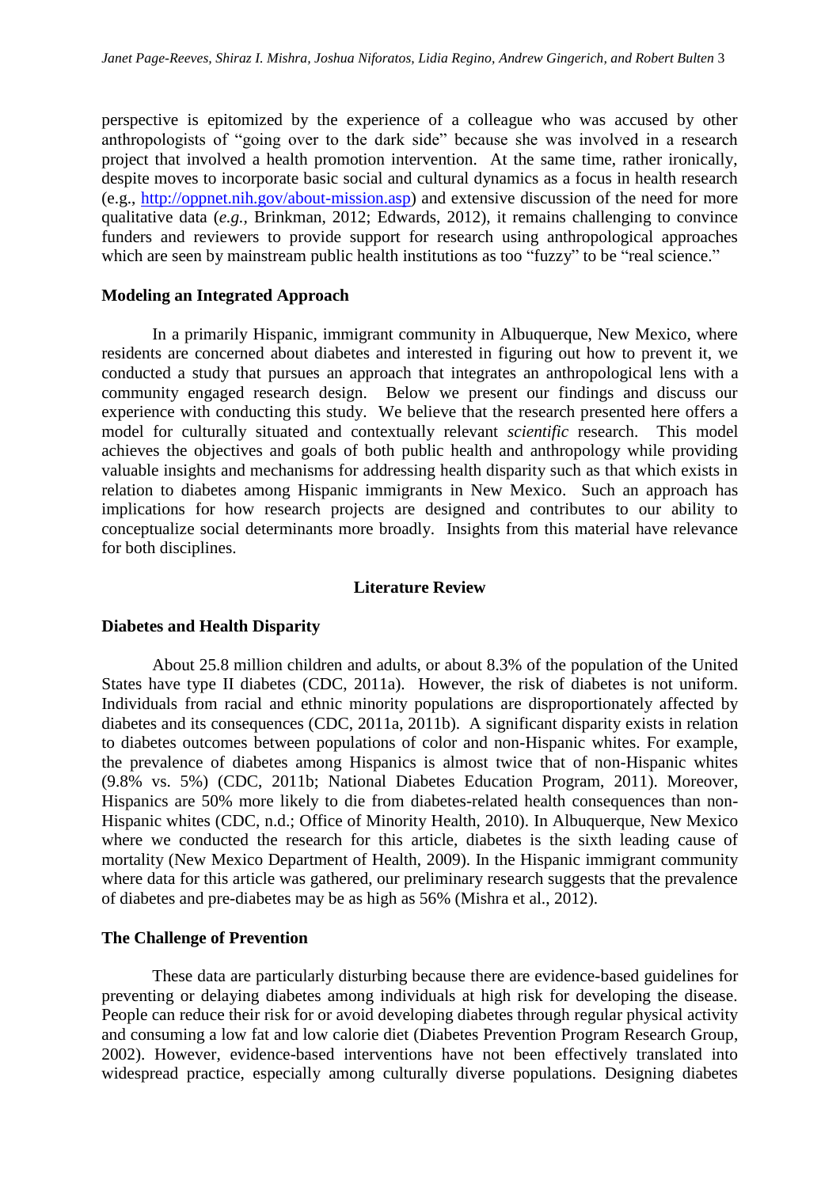perspective is epitomized by the experience of a colleague who was accused by other anthropologists of "going over to the dark side" because she was involved in a research project that involved a health promotion intervention. At the same time, rather ironically, despite moves to incorporate basic social and cultural dynamics as a focus in health research (e.g., http://oppnet.nih.gov/about-mission.asp) and extensive discussion of the need for more qualitative data (*e.g.,* Brinkman, 2012; Edwards, 2012), it remains challenging to convince funders and reviewers to provide support for research using anthropological approaches which are seen by mainstream public health institutions as too "fuzzy" to be "real science."

### Modeling an Integrated Approach

In a primarily Hispanic, immigrant community in Albuquerque, New Mexico, where residents are concerned about diabetes and interested in figuring out how to prevent it, we conducted a study that pursues an approach that integrates an anthropological lens with a community engaged research design. Below we present our findings and discuss our experience with conducting this study. We believe that the research presented here offers a model for culturally situated and contextually relevant *scientific* research. This model achieves the objectives and goals of both public health and anthropology while providing valuable insights and mechanisms for addressing health disparity such as that which exists in relation to diabetes among Hispanic immigrants in New Mexico. Such an approach has implications for how research projects are designed and contributes to our ability to conceptualize social determinants more broadly. Insights from this material have relevance for both disciplines.

## Literature Review

### Diabetes and Health Disparity

About 25.8 million children and adults, or about 8.3% of the population of the United States have type II diabetes (CDC, 2011a). However, the risk of diabetes is not uniform. Individuals from racial and ethnic minority populations are disproportionately affected by diabetes and its consequences (CDC, 2011a, 2011b). A significant disparity exists in relation to diabetes outcomes between populations of color and non-Hispanic whites. For example, the prevalence of diabetes among Hispanics is almost twice that of non-Hispanic whites (9.8% vs. 5%) (CDC, 2011b; National Diabetes Education Program, 2011). Moreover, Hispanics are 50% more likely to die from diabetes-related health consequences than non-Hispanic whites (CDC, n.d.; Office of Minority Health, 2010). In Albuquerque, New Mexico where we conducted the research for this article, diabetes is the sixth leading cause of mortality (New Mexico Department of Health, 2009). In the Hispanic immigrant community where data for this article was gathered, our preliminary research suggests that the prevalence of diabetes and pre-diabetes may be as high as 56% (Mishra et al., 2012).

### The Challenge of Prevention

These data are particularly disturbing because there are evidence-based guidelines for preventing or delaying diabetes among individuals at high risk for developing the disease. People can reduce their risk for or avoid developing diabetes through regular physical activity and consuming a low fat and low calorie diet (Diabetes Prevention Program Research Group, 2002). However, evidence-based interventions have not been effectively translated into widespread practice, especially among culturally diverse populations. Designing diabetes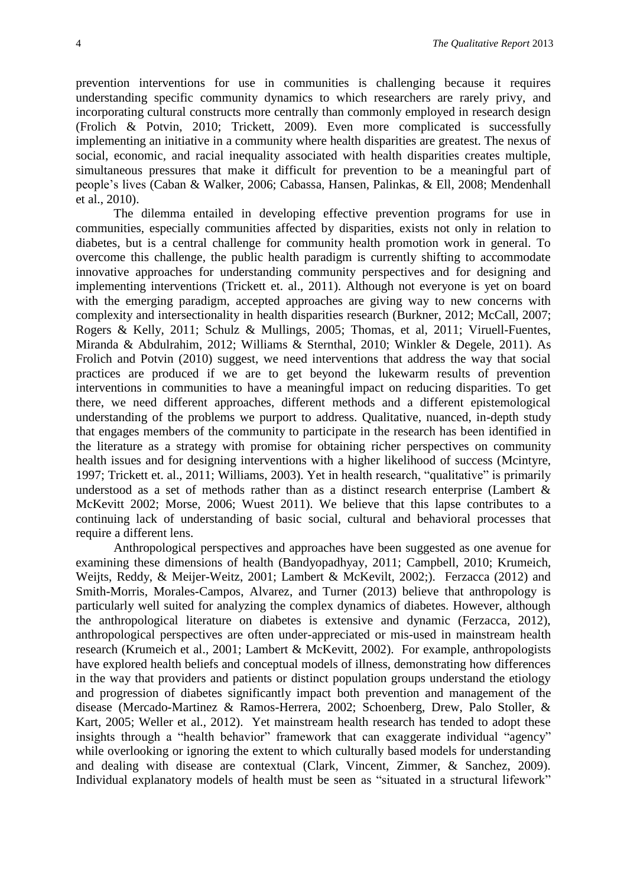prevention interventions for use in communities is challenging because it requires understanding specific community dynamics to which researchers are rarely privy, and incorporating cultural constructs more centrally than commonly employed in research design (Frolich & Potvin, 2010; Trickett, 2009). Even more complicated is successfully implementing an initiative in a community where health disparities are greatest. The nexus of social, economic, and racial inequality associated with health disparities creates multiple, simultaneous pressures that make it difficult for prevention to be a meaningful part of people's lives (Caban & Walker, 2006; Cabassa, Hansen, Palinkas, & Ell, 2008; Mendenhall et al., 2010).

The dilemma entailed in developing effective prevention programs for use in communities, especially communities affected by disparities, exists not only in relation to diabetes, but is a central challenge for community health promotion work in general. To overcome this challenge, the public health paradigm is currently shifting to accommodate innovative approaches for understanding community perspectives and for designing and implementing interventions (Trickett et. al., 2011). Although not everyone is yet on board with the emerging paradigm, accepted approaches are giving way to new concerns with complexity and intersectionality in health disparities research (Burkner, 2012; McCall, 2007; Rogers & Kelly, 2011; Schulz & Mullings, 2005; Thomas, et al, 2011; Viruell-Fuentes, Miranda & Abdulrahim, 2012; Williams & Sternthal, 2010; Winkler & Degele, 2011). As Frolich and Potvin (2010) suggest, we need interventions that address the way that social practices are produced if we are to get beyond the lukewarm results of prevention interventions in communities to have a meaningful impact on reducing disparities. To get there, we need different approaches, different methods and a different epistemological understanding of the problems we purport to address. Qualitative, nuanced, in-depth study that engages members of the community to participate in the research has been identified in the literature as a strategy with promise for obtaining richer perspectives on community health issues and for designing interventions with a higher likelihood of success (Mcintyre, 1997; Trickett et. al., 2011; Williams, 2003). Yet in health research, "qualitative" is primarily understood as a set of methods rather than as a distinct research enterprise (Lambert & McKevitt 2002; Morse, 2006; Wuest 2011). We believe that this lapse contributes to a continuing lack of understanding of basic social, cultural and behavioral processes that require a different lens.

Anthropological perspectives and approaches have been suggested as one avenue for examining these dimensions of health (Bandyopadhyay, 2011; Campbell, 2010; Krumeich, Weijts, Reddy, & Meijer-Weitz, 2001; Lambert & McKevilt, 2002;). Ferzacca (2012) and Smith-Morris, Morales-Campos, Alvarez, and Turner (2013) believe that anthropology is particularly well suited for analyzing the complex dynamics of diabetes. However, although the anthropological literature on diabetes is extensive and dynamic (Ferzacca, 2012), anthropological perspectives are often under-appreciated or mis-used in mainstream health research (Krumeich et al., 2001; Lambert & McKevitt, 2002). For example, anthropologists have explored health beliefs and conceptual models of illness, demonstrating how differences in the way that providers and patients or distinct population groups understand the etiology and progression of diabetes significantly impact both prevention and management of the disease (Mercado-Martinez & Ramos-Herrera, 2002; Schoenberg, Drew, Palo Stoller, & Kart, 2005; Weller et al., 2012). Yet mainstream health research has tended to adopt these insights through a "health behavior" framework that can exaggerate individual "agency" while overlooking or ignoring the extent to which culturally based models for understanding and dealing with disease are contextual (Clark, Vincent, Zimmer, & Sanchez, 2009). Individual explanatory models of health must be seen as "situated in a structural lifework"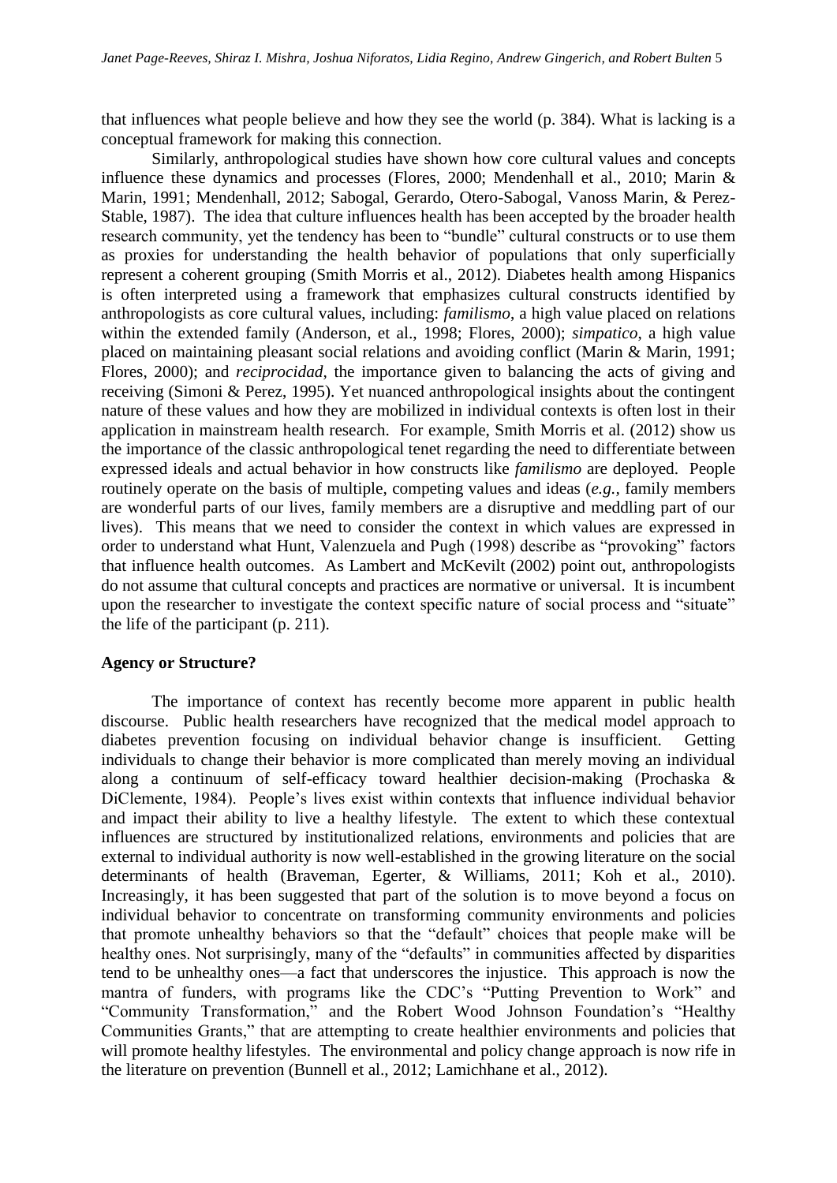that influences what people believe and how they see the world (p. 384). What is lacking is a conceptual framework for making this connection.

Similarly, anthropological studies have shown how core cultural values and concepts influence these dynamics and processes (Flores, 2000; Mendenhall et al., 2010; Marin & Marin, 1991; Mendenhall, 2012; Sabogal, Gerardo, Otero-Sabogal, Vanoss Marin, & Perez-Stable, 1987). The idea that culture influences health has been accepted by the broader health research community, yet the tendency has been to "bundle" cultural constructs or to use them as proxies for understanding the health behavior of populations that only superficially represent a coherent grouping (Smith Morris et al., 2012). Diabetes health among Hispanics is often interpreted using a framework that emphasizes cultural constructs identified by anthropologists as core cultural values, including: *familismo*, a high value placed on relations within the extended family (Anderson, et al., 1998; Flores, 2000); *simpatico*, a high value placed on maintaining pleasant social relations and avoiding conflict (Marin & Marin, 1991; Flores, 2000); and *reciprocidad*, the importance given to balancing the acts of giving and receiving (Simoni & Perez, 1995). Yet nuanced anthropological insights about the contingent nature of these values and how they are mobilized in individual contexts is often lost in their application in mainstream health research. For example, Smith Morris et al. (2012) show us the importance of the classic anthropological tenet regarding the need to differentiate between expressed ideals and actual behavior in how constructs like *familismo* are deployed. People routinely operate on the basis of multiple, competing values and ideas (*e.g.*, family members are wonderful parts of our lives, family members are a disruptive and meddling part of our lives). This means that we need to consider the context in which values are expressed in order to understand what Hunt, Valenzuela and Pugh (1998) describe as "provoking" factors that influence health outcomes. As Lambert and McKevilt (2002) point out, anthropologists do not assume that cultural concepts and practices are normative or universal. It is incumbent upon the researcher to investigate the context specific nature of social process and "situate" the life of the participant (p. 211).

## Agency or Structure?

The importance of context has recently become more apparent in public health discourse. Public health researchers have recognized that the medical model approach to diabetes prevention focusing on individual behavior change is insufficient. Getting individuals to change their behavior is more complicated than merely moving an individual along a continuum of self-efficacy toward healthier decision-making (Prochaska & DiClemente, 1984). People's lives exist within contexts that influence individual behavior and impact their ability to live a healthy lifestyle. The extent to which these contextual influences are structured by institutionalized relations, environments and policies that are external to individual authority is now well-established in the growing literature on the social determinants of health (Braveman, Egerter, & Williams, 2011; Koh et al., 2010). Increasingly, it has been suggested that part of the solution is to move beyond a focus on individual behavior to concentrate on transforming community environments and policies that promote unhealthy behaviors so that the "default" choices that people make will be healthy ones. Not surprisingly, many of the "defaults" in communities affected by disparities tend to be unhealthy ones—a fact that underscores the injustice. This approach is now the mantra of funders, with programs like the CDC's "Putting Prevention to Work" and "Community Transformation," and the Robert Wood Johnson Foundation's "Healthy Communities Grants," that are attempting to create healthier environments and policies that will promote healthy lifestyles. The environmental and policy change approach is now rife in the literature on prevention (Bunnell et al., 2012; Lamichhane et al., 2012).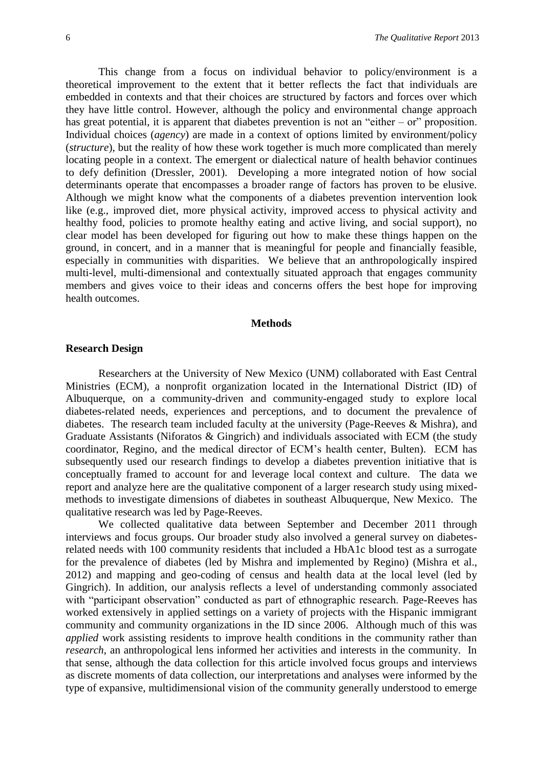This change from a focus on individual behavior to policy/environment is a theoretical improvement to the extent that it better reflects the fact that individuals are embedded in contexts and that their choices are structured by factors and forces over which they have little control. However, although the policy and environmental change approach has great potential, it is apparent that diabetes prevention is not an "either – or" proposition. Individual choices (*agency*) are made in a context of options limited by environment/policy (*structure*), but the reality of how these work together is much more complicated than merely locating people in a context. The emergent or dialectical nature of health behavior continues to defy definition (Dressler, 2001). Developing a more integrated notion of how social determinants operate that encompasses a broader range of factors has proven to be elusive. Although we might know what the components of a diabetes prevention intervention look like (e.g., improved diet, more physical activity, improved access to physical activity and healthy food, policies to promote healthy eating and active living, and social support), no clear model has been developed for figuring out how to make these things happen on the ground, in concert, and in a manner that is meaningful for people and financially feasible, especially in communities with disparities. We believe that an anthropologically inspired multi-level, multi-dimensional and contextually situated approach that engages community members and gives voice to their ideas and concerns offers the best hope for improving health outcomes.

## Methods

### Research Design

Researchers at the University of New Mexico (UNM) collaborated with East Central Ministries (ECM), a nonprofit organization located in the International District (ID) of Albuquerque, on a community-driven and community-engaged study to explore local diabetes-related needs, experiences and perceptions, and to document the prevalence of diabetes. The research team included faculty at the university (Page-Reeves & Mishra), and Graduate Assistants (Niforatos & Gingrich) and individuals associated with ECM (the study coordinator, Regino, and the medical director of ECM's health center, Bulten). ECM has subsequently used our research findings to develop a diabetes prevention initiative that is conceptually framed to account for and leverage local context and culture. The data we report and analyze here are the qualitative component of a larger research study using mixed-methods to investigate dimensions of diabetes in southeast Albuquerque, New Mexico. The qualitative research was led by Page-Reeves.

We collected qualitative data between September and December 2011 through interviews and focus groups. Our broader study also involved a general survey on diabetes-related needs with 100 community residents that included a HbA1c blood test as a surrogate for the prevalence of diabetes (led by Mishra and implemented by Regino) (Mishra et al., 2012) and mapping and geo-coding of census and health data at the local level (led by Gingrich). In addition, our analysis reflects a level of understanding commonly associated with "participant observation" conducted as part of ethnographic research. Page-Reeves has worked extensively in applied settings on a variety of projects with the Hispanic immigrant community and community organizations in the ID since 2006. Although much of this was *applied* work assisting residents to improve health conditions in the community rather than *research*, an anthropological lens informed her activities and interests in the community. In that sense, although the data collection for this article involved focus groups and interviews as discrete moments of data collection, our interpretations and analyses were informed by the type of expansive, multidimensional vision of the community generally understood to emerge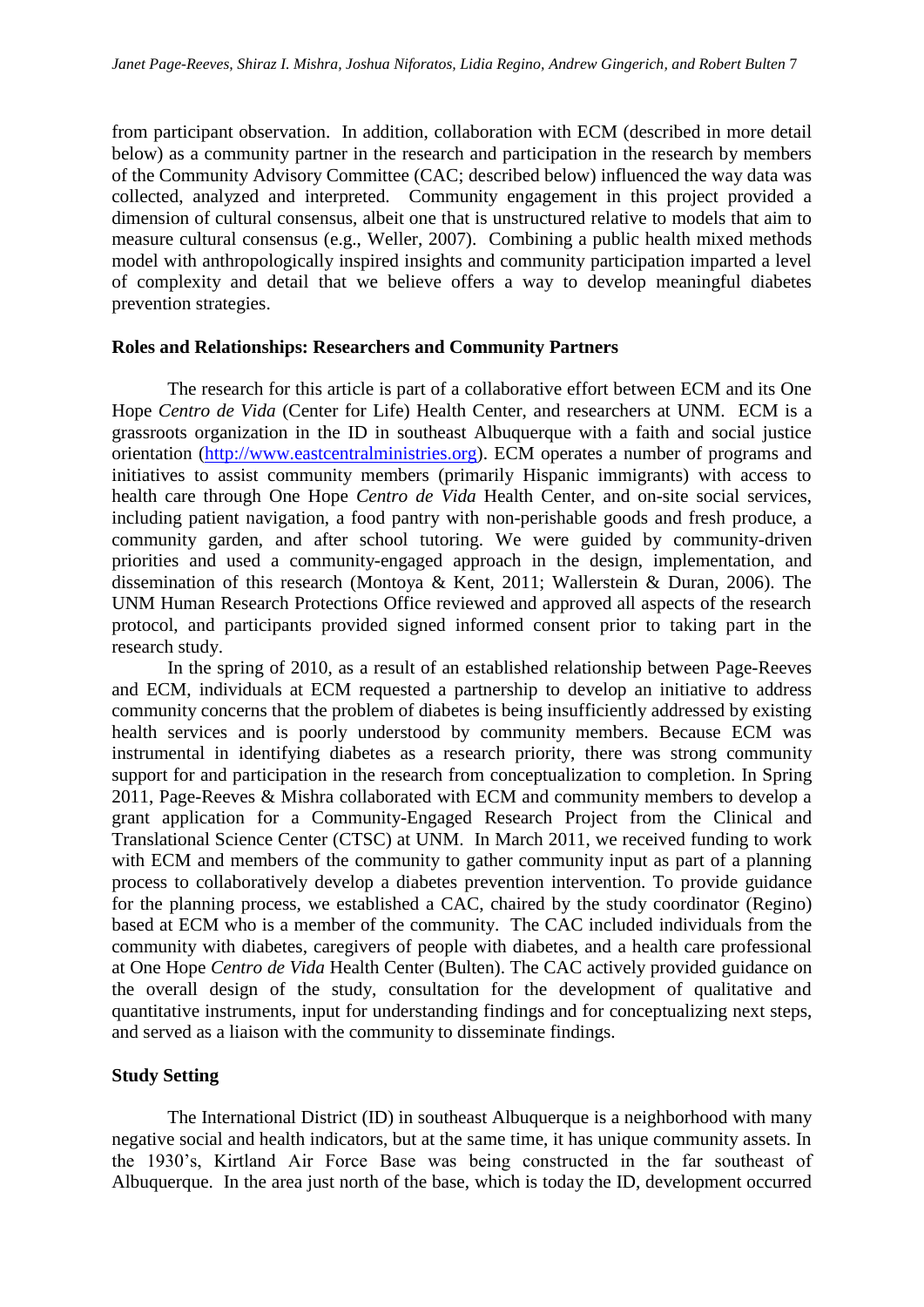from participant observation. In addition, collaboration with ECM (described in more detail below) as a community partner in the research and participation in the research by members of the Community Advisory Committee (CAC; described below) influenced the way data was collected, analyzed and interpreted. Community engagement in this project provided a dimension of cultural consensus, albeit one that is unstructured relative to models that aim to measure cultural consensus (e.g., Weller, 2007). Combining a public health mixed methods model with anthropologically inspired insights and community participation imparted a level of complexity and detail that we believe offers a way to develop meaningful diabetes prevention strategies.

**Roles and Relationships: Researchers and Community Partners**

The research for this article is part of a collaborative effort between ECM and its One Hope *Centro de Vida* (Center for Life) Health Center, and researchers at UNM. ECM is a grassroots organization in the ID in southeast Albuquerque with a faith and social justice orientation (http://www.eastcentralministries.org). ECM operates a number of programs and initiatives to assist community members (primarily Hispanic immigrants) with access to health care through One Hope *Centro de Vida* Health Center, and on-site social services, including patient navigation, a food pantry with non-perishable goods and fresh produce, a community garden, and after school tutoring. We were guided by community-driven priorities and used a community-engaged approach in the design, implementation, and dissemination of this research (Montoya & Kent, 2011; Wallerstein & Duran, 2006). The UNM Human Research Protections Office reviewed and approved all aspects of the research protocol, and participants provided signed informed consent prior to taking part in the research study.

In the spring of 2010, as a result of an established relationship between Page-Reeves and ECM, individuals at ECM requested a partnership to develop an initiative to address community concerns that the problem of diabetes is being insufficiently addressed by existing health services and is poorly understood by community members. Because ECM was instrumental in identifying diabetes as a research priority, there was strong community support for and participation in the research from conceptualization to completion. In Spring 2011, Page-Reeves & Mishra collaborated with ECM and community members to develop a grant application for a Community-Engaged Research Project from the Clinical and Translational Science Center (CTSC) at UNM. In March 2011, we received funding to work with ECM and members of the community to gather community input as part of a planning process to collaboratively develop a diabetes prevention intervention. To provide guidance for the planning process, we established a CAC, chaired by the study coordinator (Regino) based at ECM who is a member of the community. The CAC included individuals from the community with diabetes, caregivers of people with diabetes, and a health care professional at One Hope *Centro de Vida* Health Center (Bulten). The CAC actively provided guidance on the overall design of the study, consultation for the development of qualitative and quantitative instruments, input for understanding findings and for conceptualizing next steps, and served as a liaison with the community to disseminate findings.

**Study Setting**

The International District (ID) in southeast Albuquerque is a neighborhood with many negative social and health indicators, but at the same time, it has unique community assets. In the 1930's, Kirtland Air Force Base was being constructed in the far southeast of Albuquerque. In the area just north of the base, which is today the ID, development occurred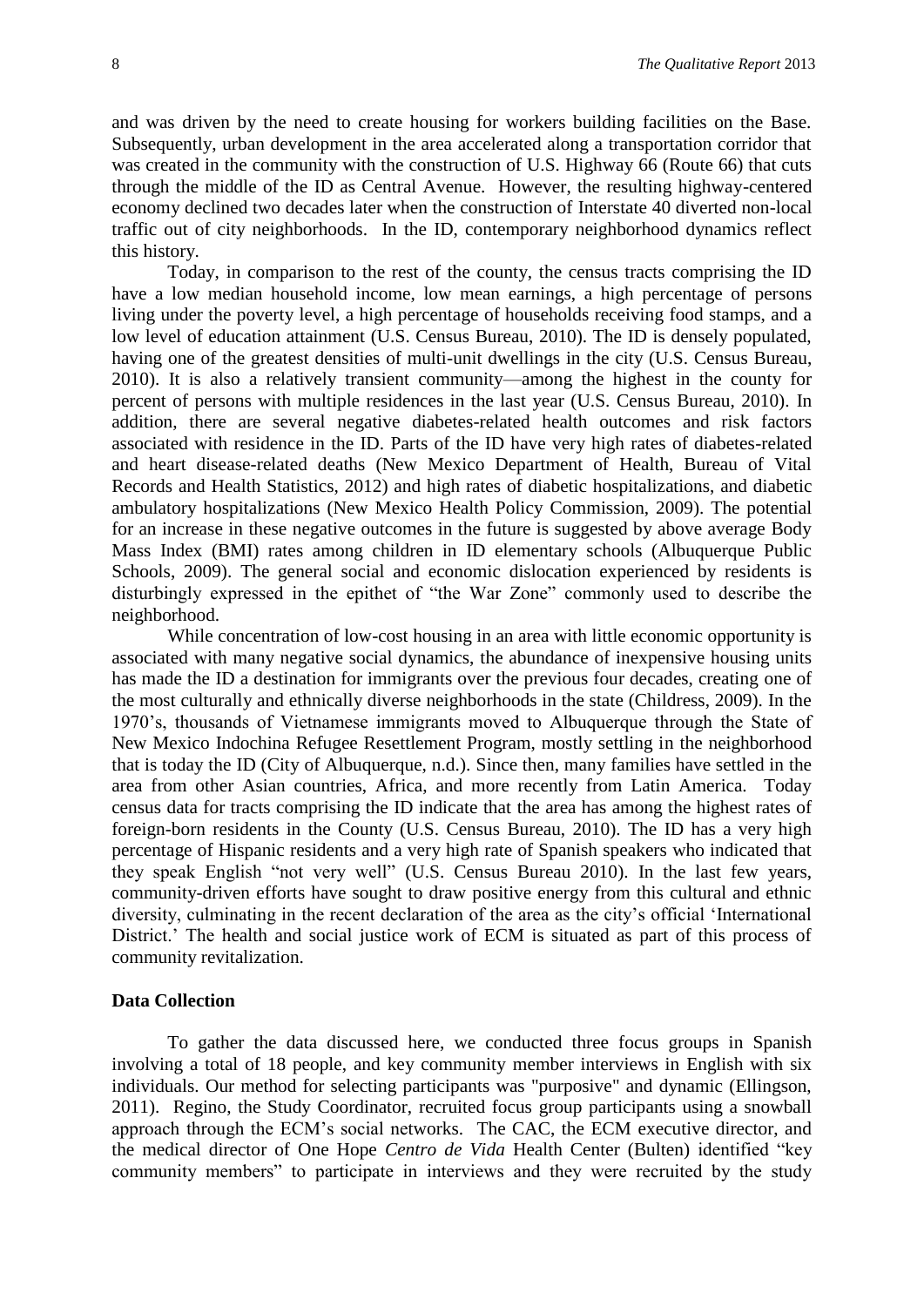and was driven by the need to create housing for workers building facilities on the Base. Subsequently, urban development in the area accelerated along a transportation corridor that was created in the community with the construction of U.S. Highway 66 (Route 66) that cuts through the middle of the ID as Central Avenue. However, the resulting highway-centered economy declined two decades later when the construction of Interstate 40 diverted non-local traffic out of city neighborhoods. In the ID, contemporary neighborhood dynamics reflect this history.

Today, in comparison to the rest of the county, the census tracts comprising the ID have a low median household income, low mean earnings, a high percentage of persons living under the poverty level, a high percentage of households receiving food stamps, and a low level of education attainment (U.S. Census Bureau, 2010). The ID is densely populated, having one of the greatest densities of multi-unit dwellings in the city (U.S. Census Bureau, 2010). It is also a relatively transient community—among the highest in the county for percent of persons with multiple residences in the last year (U.S. Census Bureau, 2010). In addition, there are several negative diabetes-related health outcomes and risk factors associated with residence in the ID. Parts of the ID have very high rates of diabetes-related and heart disease-related deaths (New Mexico Department of Health, Bureau of Vital Records and Health Statistics, 2012) and high rates of diabetic hospitalizations, and diabetic ambulatory hospitalizations (New Mexico Health Policy Commission, 2009). The potential for an increase in these negative outcomes in the future is suggested by above average Body Mass Index (BMI) rates among children in ID elementary schools (Albuquerque Public Schools, 2009). The general social and economic dislocation experienced by residents is disturbingly expressed in the epithet of "the War Zone" commonly used to describe the neighborhood.

While concentration of low-cost housing in an area with little economic opportunity is associated with many negative social dynamics, the abundance of inexpensive housing units has made the ID a destination for immigrants over the previous four decades, creating one of the most culturally and ethnically diverse neighborhoods in the state (Childress, 2009). In the 1970's, thousands of Vietnamese immigrants moved to Albuquerque through the State of New Mexico Indochina Refugee Resettlement Program, mostly settling in the neighborhood that is today the ID (City of Albuquerque, n.d.). Since then, many families have settled in the area from other Asian countries, Africa, and more recently from Latin America. Today census data for tracts comprising the ID indicate that the area has among the highest rates of foreign-born residents in the County (U.S. Census Bureau, 2010). The ID has a very high percentage of Hispanic residents and a very high rate of Spanish speakers who indicated that they speak English "not very well" (U.S. Census Bureau 2010). In the last few years, community-driven efforts have sought to draw positive energy from this cultural and ethnic diversity, culminating in the recent declaration of the area as the city's official 'International District.' The health and social justice work of ECM is situated as part of this process of community revitalization.

**Data Collection**

To gather the data discussed here, we conducted three focus groups in Spanish involving a total of 18 people, and key community member interviews in English with six individuals. Our method for selecting participants was "purposive" and dynamic (Ellingson, 2011). Regino, the Study Coordinator, recruited focus group participants using a snowball approach through the ECM's social networks. The CAC, the ECM executive director, and the medical director of One Hope *Centro de Vida* Health Center (Bulten) identified "key community members" to participate in interviews and they were recruited by the study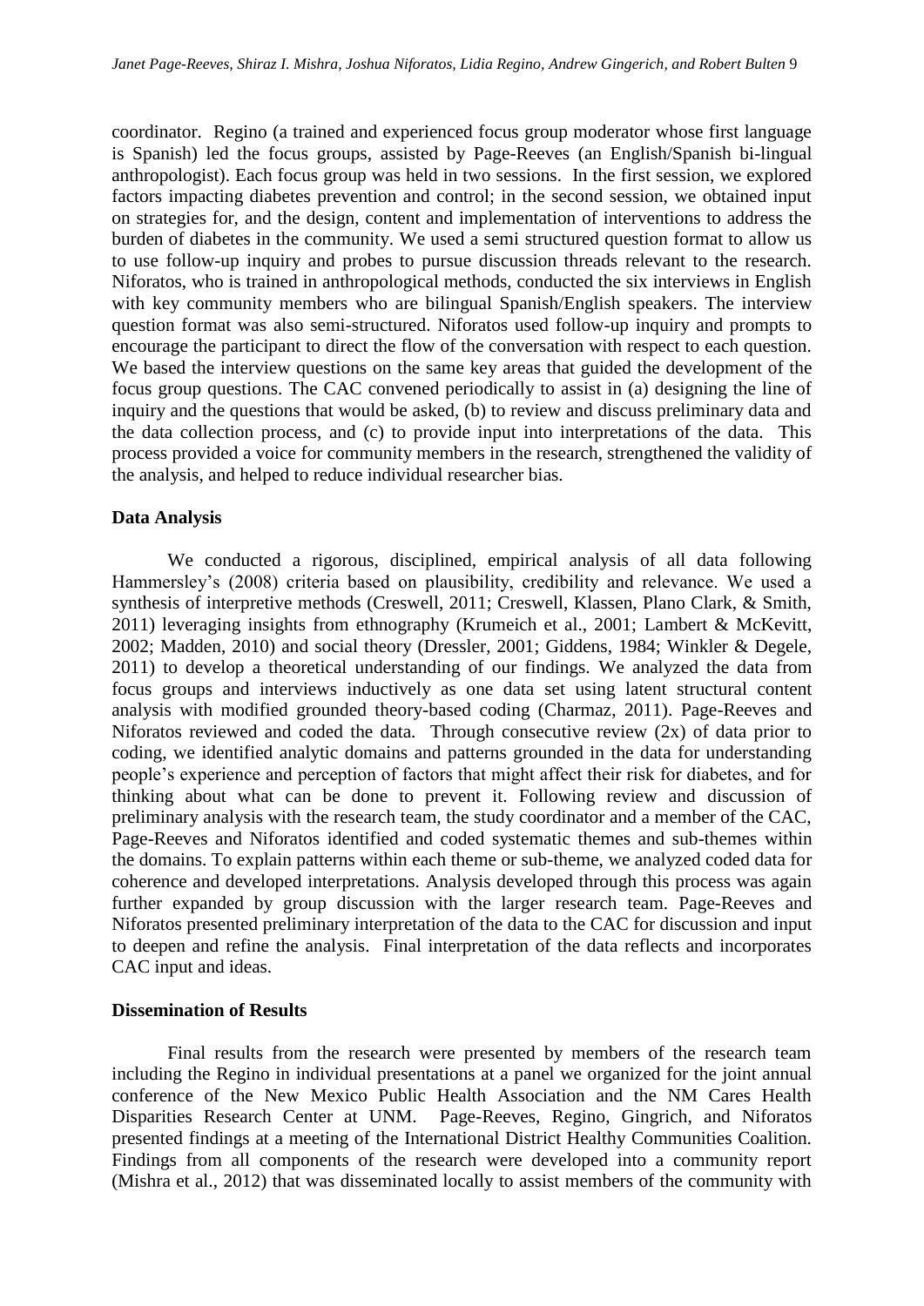coordinator. Regino (a trained and experienced focus group moderator whose first language is Spanish) led the focus groups, assisted by Page-Reeves (an English/Spanish bi-lingual anthropologist). Each focus group was held in two sessions. In the first session, we explored factors impacting diabetes prevention and control; in the second session, we obtained input on strategies for, and the design, content and implementation of interventions to address the burden of diabetes in the community. We used a semi structured question format to allow us to use follow-up inquiry and probes to pursue discussion threads relevant to the research. Niforatos, who is trained in anthropological methods, conducted the six interviews in English with key community members who are bilingual Spanish/English speakers. The interview question format was also semi-structured. Niforatos used follow-up inquiry and prompts to encourage the participant to direct the flow of the conversation with respect to each question. We based the interview questions on the same key areas that guided the development of the focus group questions. The CAC convened periodically to assist in (a) designing the line of inquiry and the questions that would be asked, (b) to review and discuss preliminary data and the data collection process, and (c) to provide input into interpretations of the data. This process provided a voice for community members in the research, strengthened the validity of the analysis, and helped to reduce individual researcher bias.

**Data Analysis**

We conducted a rigorous, disciplined, empirical analysis of all data following Hammersley's (2008) criteria based on plausibility, credibility and relevance. We used a synthesis of interpretive methods (Creswell, 2011; Creswell, Klassen, Plano Clark, & Smith, 2011) leveraging insights from ethnography (Krumeich et al., 2001; Lambert & McKevitt, 2002; Madden, 2010) and social theory (Dressler, 2001; Giddens, 1984; Winkler & Degele, 2011) to develop a theoretical understanding of our findings. We analyzed the data from focus groups and interviews inductively as one data set using latent structural content analysis with modified grounded theory-based coding (Charmaz, 2011). Page-Reeves and Niforatos reviewed and coded the data. Through consecutive review (2x) of data prior to coding, we identified analytic domains and patterns grounded in the data for understanding people's experience and perception of factors that might affect their risk for diabetes, and for thinking about what can be done to prevent it. Following review and discussion of preliminary analysis with the research team, the study coordinator and a member of the CAC, Page-Reeves and Niforatos identified and coded systematic themes and sub-themes within the domains. To explain patterns within each theme or sub-theme, we analyzed coded data for coherence and developed interpretations. Analysis developed through this process was again further expanded by group discussion with the larger research team. Page-Reeves and Niforatos presented preliminary interpretation of the data to the CAC for discussion and input to deepen and refine the analysis. Final interpretation of the data reflects and incorporates CAC input and ideas.

**Dissemination of Results**

Final results from the research were presented by members of the research team including the Regino in individual presentations at a panel we organized for the joint annual conference of the New Mexico Public Health Association and the NM Cares Health Disparities Research Center at UNM. Page-Reeves, Regino, Gingrich, and Niforatos presented findings at a meeting of the International District Healthy Communities Coalition. Findings from all components of the research were developed into a community report (Mishra et al., 2012) that was disseminated locally to assist members of the community with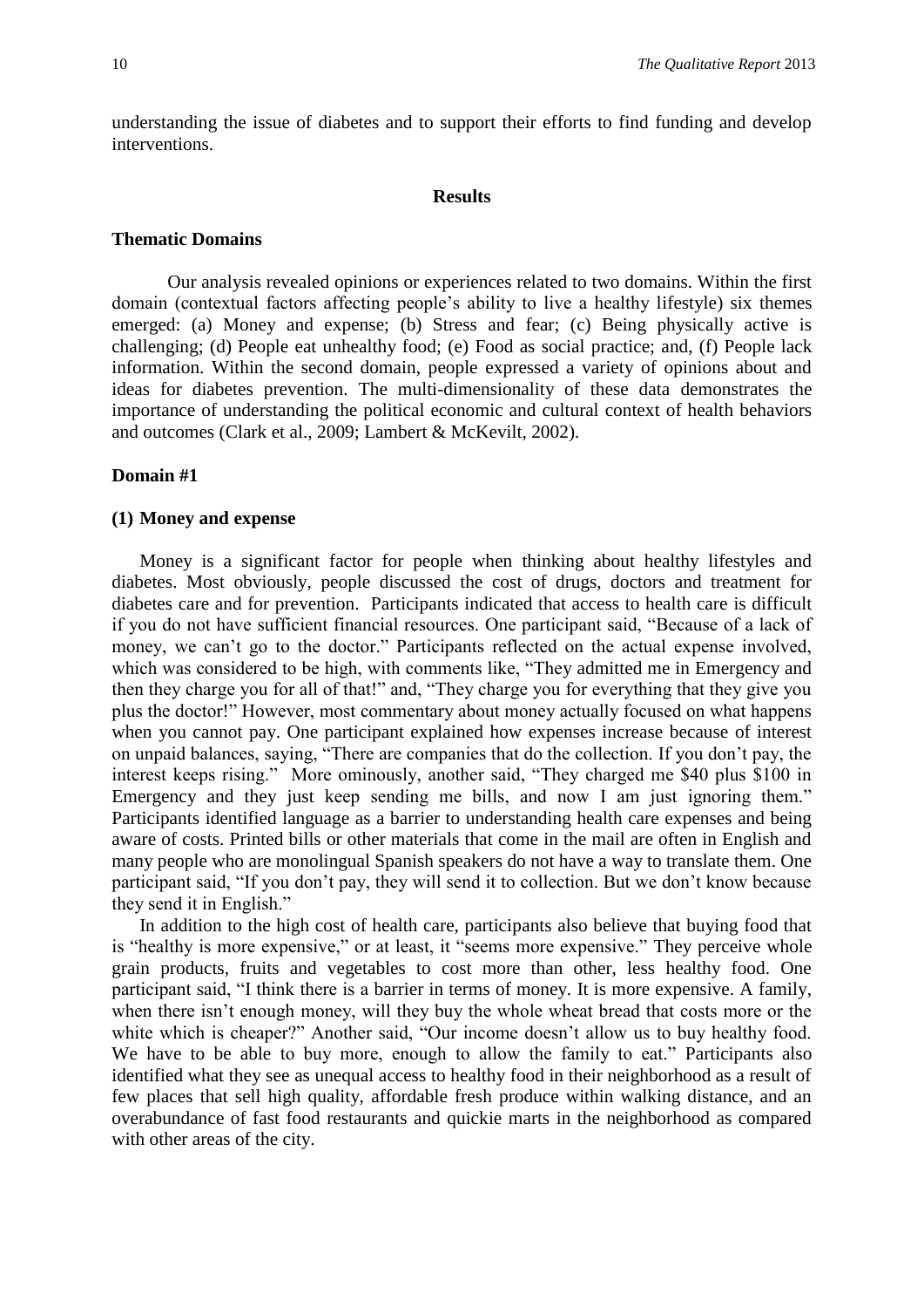understanding the issue of diabetes and to support their efforts to find funding and develop interventions.

## Results

### Thematic Domains

Our analysis revealed opinions or experiences related to two domains. Within the first domain (contextual factors affecting people's ability to live a healthy lifestyle) six themes emerged: (a) Money and expense; (b) Stress and fear; (c) Being physically active is challenging; (d) People eat unhealthy food; (e) Food as social practice; and, (f) People lack information. Within the second domain, people expressed a variety of opinions about and ideas for diabetes prevention. The multi-dimensionality of these data demonstrates the importance of understanding the political economic and cultural context of health behaviors and outcomes (Clark et al., 2009; Lambert & McKevilt, 2002).

### Domain #1

#### (1) Money and expense

Money is a significant factor for people when thinking about healthy lifestyles and diabetes. Most obviously, people discussed the cost of drugs, doctors and treatment for diabetes care and for prevention. Participants indicated that access to health care is difficult if you do not have sufficient financial resources. One participant said, "Because of a lack of money, we can't go to the doctor." Participants reflected on the actual expense involved, which was considered to be high, with comments like, "They admitted me in Emergency and then they charge you for all of that!" and, "They charge you for everything that they give you plus the doctor!" However, most commentary about money actually focused on what happens when you cannot pay. One participant explained how expenses increase because of interest on unpaid balances, saying, "There are companies that do the collection. If you don't pay, the interest keeps rising." More ominously, another said, "They charged me $40 plus $100 in Emergency and they just keep sending me bills, and now I am just ignoring them." Participants identified language as a barrier to understanding health care expenses and being aware of costs. Printed bills or other materials that come in the mail are often in English and many people who are monolingual Spanish speakers do not have a way to translate them. One participant said, "If you don't pay, they will send it to collection. But we don't know because they send it in English."

In addition to the high cost of health care, participants also believe that buying food that is "healthy is more expensive," or at least, it "seems more expensive." They perceive whole grain products, fruits and vegetables to cost more than other, less healthy food. One participant said, "I think there is a barrier in terms of money. It is more expensive. A family, when there isn't enough money, will they buy the whole wheat bread that costs more or the white which is cheaper?" Another said, "Our income doesn't allow us to buy healthy food. We have to be able to buy more, enough to allow the family to eat." Participants also identified what they see as unequal access to healthy food in their neighborhood as a result of few places that sell high quality, affordable fresh produce within walking distance, and an overabundance of fast food restaurants and quickie marts in the neighborhood as compared with other areas of the city.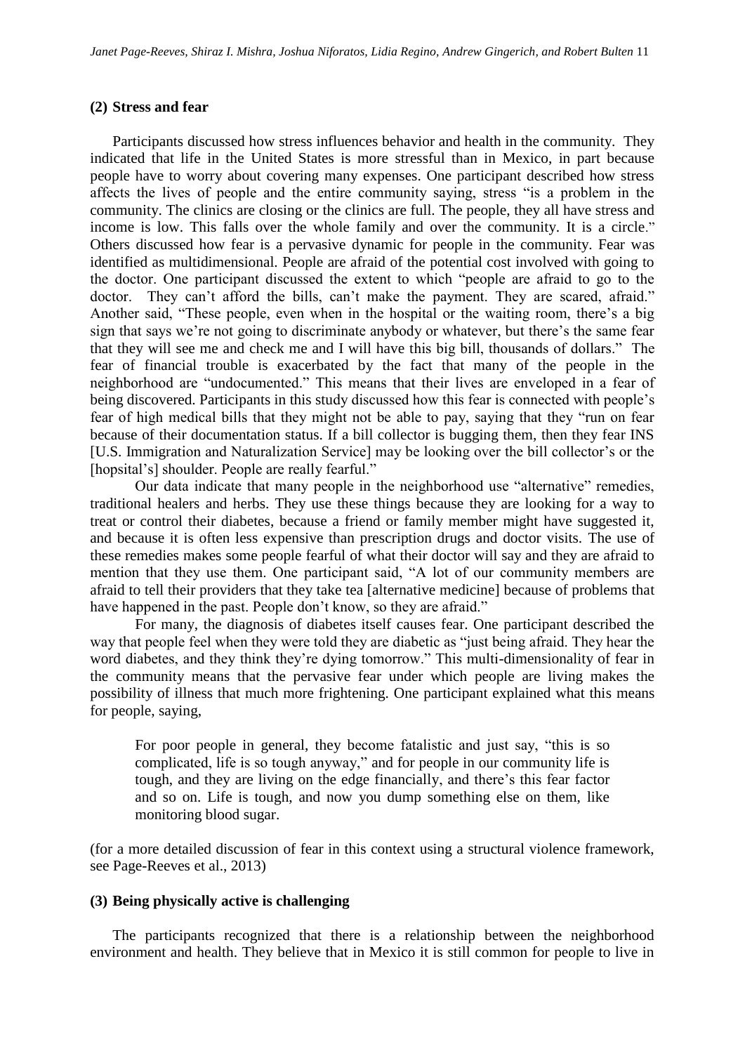#### (2) Stress and fear

Participants discussed how stress influences behavior and health in the community. They indicated that life in the United States is more stressful than in Mexico, in part because people have to worry about covering many expenses. One participant described how stress affects the lives of people and the entire community saying, stress "is a problem in the community. The clinics are closing or the clinics are full. The people, they all have stress and income is low. This falls over the whole family and over the community. It is a circle." Others discussed how fear is a pervasive dynamic for people in the community. Fear was identified as multidimensional. People are afraid of the potential cost involved with going to the doctor. One participant discussed the extent to which "people are afraid to go to the doctor. They can't afford the bills, can't make the payment. They are scared, afraid." Another said, "These people, even when in the hospital or the waiting room, there's a big sign that says we're not going to discriminate anybody or whatever, but there's the same fear that they will see me and check me and I will have this big bill, thousands of dollars." The fear of financial trouble is exacerbated by the fact that many of the people in the neighborhood are "undocumented." This means that their lives are enveloped in a fear of being discovered. Participants in this study discussed how this fear is connected with people's fear of high medical bills that they might not be able to pay, saying that they "run on fear because of their documentation status. If a bill collector is bugging them, then they fear INS [U.S. Immigration and Naturalization Service] may be looking over the bill collector's or the [hopsital's] shoulder. People are really fearful."

Our data indicate that many people in the neighborhood use "alternative" remedies, traditional healers and herbs. They use these things because they are looking for a way to treat or control their diabetes, because a friend or family member might have suggested it, and because it is often less expensive than prescription drugs and doctor visits. The use of these remedies makes some people fearful of what their doctor will say and they are afraid to mention that they use them. One participant said, "A lot of our community members are afraid to tell their providers that they take tea [alternative medicine] because of problems that have happened in the past. People don't know, so they are afraid."

For many, the diagnosis of diabetes itself causes fear. One participant described the way that people feel when they were told they are diabetic as "just being afraid. They hear the word diabetes, and they think they're dying tomorrow." This multi-dimensionality of fear in the community means that the pervasive fear under which people are living makes the possibility of illness that much more frightening. One participant explained what this means for people, saying,

> For poor people in general, they become fatalistic and just say, "this is so complicated, life is so tough anyway," and for people in our community life is tough, and they are living on the edge financially, and there's this fear factor and so on. Life is tough, and now you dump something else on them, like monitoring blood sugar.

(for a more detailed discussion of fear in this context using a structural violence framework, see Page-Reeves et al., 2013)

#### (3) Being physically active is challenging

The participants recognized that there is a relationship between the neighborhood environment and health. They believe that in Mexico it is still common for people to live in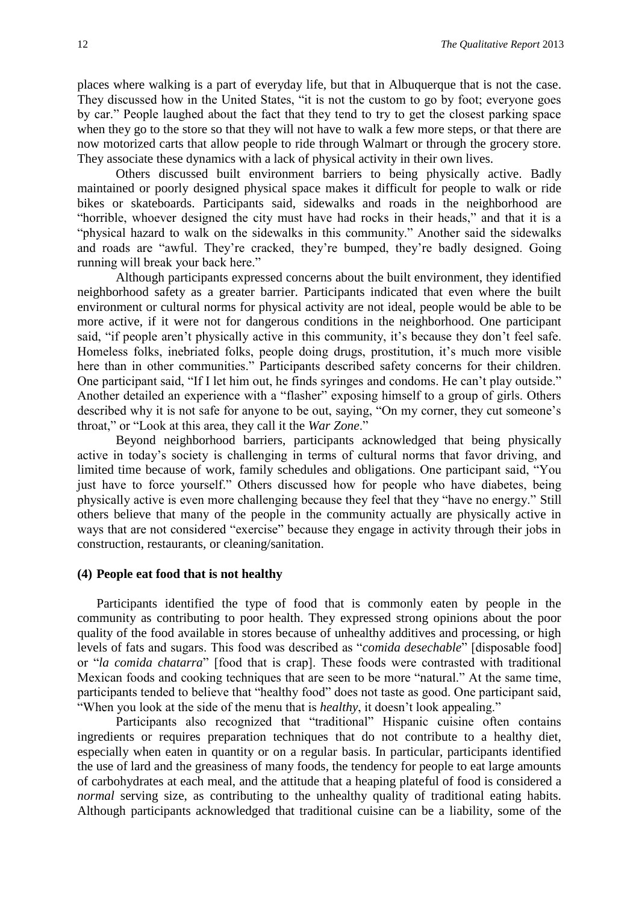places where walking is a part of everyday life, but that in Albuquerque that is not the case. They discussed how in the United States, "it is not the custom to go by foot; everyone goes by car." People laughed about the fact that they tend to try to get the closest parking space when they go to the store so that they will not have to walk a few more steps, or that there are now motorized carts that allow people to ride through Walmart or through the grocery store. They associate these dynamics with a lack of physical activity in their own lives.

Others discussed built environment barriers to being physically active. Badly maintained or poorly designed physical space makes it difficult for people to walk or ride bikes or skateboards. Participants said, sidewalks and roads in the neighborhood are "horrible, whoever designed the city must have had rocks in their heads," and that it is a "physical hazard to walk on the sidewalks in this community." Another said the sidewalks and roads are "awful. They're cracked, they're bumped, they're badly designed. Going running will break your back here."

Although participants expressed concerns about the built environment, they identified neighborhood safety as a greater barrier. Participants indicated that even where the built environment or cultural norms for physical activity are not ideal, people would be able to be more active, if it were not for dangerous conditions in the neighborhood. One participant said, "if people aren't physically active in this community, it's because they don't feel safe. Homeless folks, inebriated folks, people doing drugs, prostitution, it's much more visible here than in other communities." Participants described safety concerns for their children. One participant said, "If I let him out, he finds syringes and condoms. He can't play outside." Another detailed an experience with a "flasher" exposing himself to a group of girls. Others described why it is not safe for anyone to be out, saying, "On my corner, they cut someone's throat," or "Look at this area, they call it the *War Zone*."

Beyond neighborhood barriers, participants acknowledged that being physically active in today's society is challenging in terms of cultural norms that favor driving, and limited time because of work, family schedules and obligations. One participant said, "You just have to force yourself." Others discussed how for people who have diabetes, being physically active is even more challenging because they feel that they "have no energy." Still others believe that many of the people in the community actually are physically active in ways that are not considered "exercise" because they engage in activity through their jobs in construction, restaurants, or cleaning/sanitation.

### (4) People eat food that is not healthy

Participants identified the type of food that is commonly eaten by people in the community as contributing to poor health. They expressed strong opinions about the poor quality of the food available in stores because of unhealthy additives and processing, or high levels of fats and sugars. This food was described as "*comida desechable*" [disposable food] or "*la comida chatarra*" [food that is crap]. These foods were contrasted with traditional Mexican foods and cooking techniques that are seen to be more "natural." At the same time, participants tended to believe that "healthy food" does not taste as good. One participant said, "When you look at the side of the menu that is *healthy*, it doesn't look appealing."

Participants also recognized that "traditional" Hispanic cuisine often contains ingredients or requires preparation techniques that do not contribute to a healthy diet, especially when eaten in quantity or on a regular basis. In particular, participants identified the use of lard and the greasiness of many foods, the tendency for people to eat large amounts of carbohydrates at each meal, and the attitude that a heaping plateful of food is considered a *normal* serving size, as contributing to the unhealthy quality of traditional eating habits. Although participants acknowledged that traditional cuisine can be a liability, some of the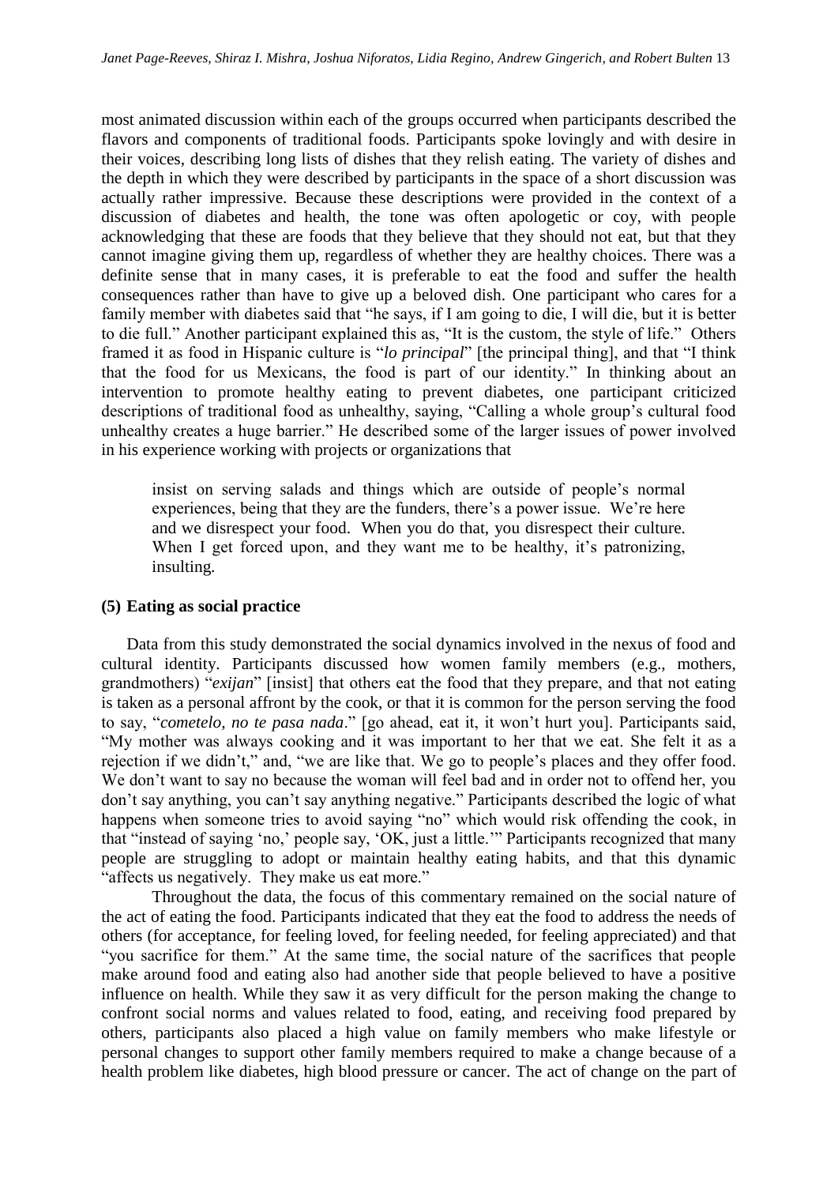most animated discussion within each of the groups occurred when participants described the flavors and components of traditional foods. Participants spoke lovingly and with desire in their voices, describing long lists of dishes that they relish eating. The variety of dishes and the depth in which they were described by participants in the space of a short discussion was actually rather impressive. Because these descriptions were provided in the context of a discussion of diabetes and health, the tone was often apologetic or coy, with people acknowledging that these are foods that they believe that they should not eat, but that they cannot imagine giving them up, regardless of whether they are healthy choices. There was a definite sense that in many cases, it is preferable to eat the food and suffer the health consequences rather than have to give up a beloved dish. One participant who cares for a family member with diabetes said that "he says, if I am going to die, I will die, but it is better to die full." Another participant explained this as, "It is the custom, the style of life." Others framed it as food in Hispanic culture is "*lo principal*" [the principal thing], and that "I think that the food for us Mexicans, the food is part of our identity." In thinking about an intervention to promote healthy eating to prevent diabetes, one participant criticized descriptions of traditional food as unhealthy, saying, "Calling a whole group's cultural food unhealthy creates a huge barrier." He described some of the larger issues of power involved in his experience working with projects or organizations that

> insist on serving salads and things which are outside of people's normal experiences, being that they are the funders, there's a power issue. We're here and we disrespect your food. When you do that, you disrespect their culture. When I get forced upon, and they want me to be healthy, it's patronizing, insulting.

### (5) Eating as social practice

Data from this study demonstrated the social dynamics involved in the nexus of food and cultural identity. Participants discussed how women family members (e.g., mothers, grandmothers) "*exijan*" [insist] that others eat the food that they prepare, and that not eating is taken as a personal affront by the cook, or that it is common for the person serving the food to say, "*cometelo, no te pasa nada*." [go ahead, eat it, it won't hurt you]. Participants said, "My mother was always cooking and it was important to her that we eat. She felt it as a rejection if we didn't," and, "we are like that. We go to people's places and they offer food. We don't want to say no because the woman will feel bad and in order not to offend her, you don't say anything, you can't say anything negative." Participants described the logic of what happens when someone tries to avoid saying "no" which would risk offending the cook, in that "instead of saying 'no,' people say, 'OK, just a little.'" Participants recognized that many people are struggling to adopt or maintain healthy eating habits, and that this dynamic "affects us negatively. They make us eat more."

Throughout the data, the focus of this commentary remained on the social nature of the act of eating the food. Participants indicated that they eat the food to address the needs of others (for acceptance, for feeling loved, for feeling needed, for feeling appreciated) and that "you sacrifice for them." At the same time, the social nature of the sacrifices that people make around food and eating also had another side that people believed to have a positive influence on health. While they saw it as very difficult for the person making the change to confront social norms and values related to food, eating, and receiving food prepared by others, participants also placed a high value on family members who make lifestyle or personal changes to support other family members required to make a change because of a health problem like diabetes, high blood pressure or cancer. The act of change on the part of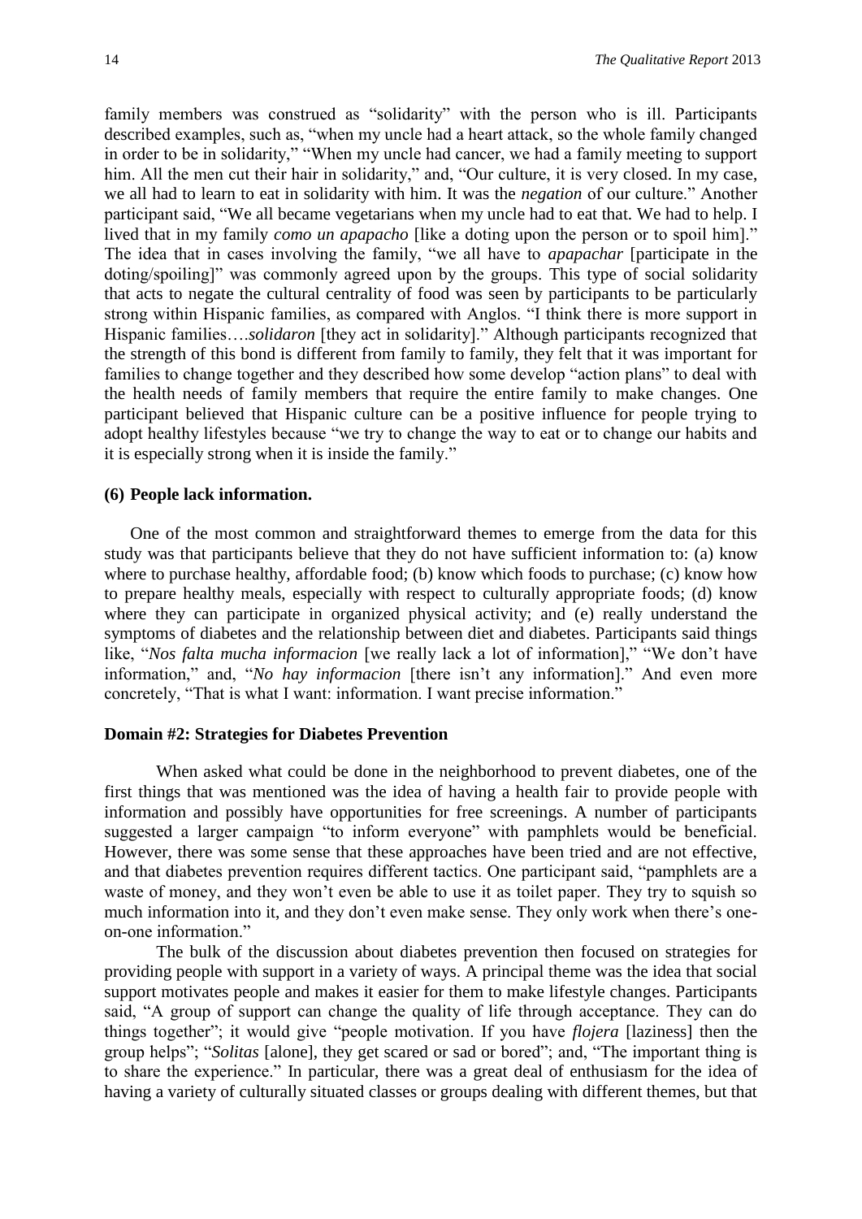family members was construed as "solidarity" with the person who is ill. Participants described examples, such as, "when my uncle had a heart attack, so the whole family changed in order to be in solidarity," "When my uncle had cancer, we had a family meeting to support him. All the men cut their hair in solidarity," and, "Our culture, it is very closed. In my case, we all had to learn to eat in solidarity with him. It was the *negation* of our culture." Another participant said, "We all became vegetarians when my uncle had to eat that. We had to help. I lived that in my family *como un apapacho* [like a doting upon the person or to spoil him]." The idea that in cases involving the family, "we all have to *apapachar* [participate in the doting/spoiling]" was commonly agreed upon by the groups. This type of social solidarity that acts to negate the cultural centrality of food was seen by participants to be particularly strong within Hispanic families, as compared with Anglos. "I think there is more support in Hispanic families….*solidaron* [they act in solidarity]." Although participants recognized that the strength of this bond is different from family to family, they felt that it was important for families to change together and they described how some develop "action plans" to deal with the health needs of family members that require the entire family to make changes. One participant believed that Hispanic culture can be a positive influence for people trying to adopt healthy lifestyles because "we try to change the way to eat or to change our habits and it is especially strong when it is inside the family."

#### (6) People lack information.

One of the most common and straightforward themes to emerge from the data for this study was that participants believe that they do not have sufficient information to: (a) know where to purchase healthy, affordable food; (b) know which foods to purchase; (c) know how to prepare healthy meals, especially with respect to culturally appropriate foods; (d) know where they can participate in organized physical activity; and (e) really understand the symptoms of diabetes and the relationship between diet and diabetes. Participants said things like, "*Nos falta mucha informacion* [we really lack a lot of information]," "We don't have information," and, "*No hay informacion* [there isn't any information]." And even more concretely, "That is what I want: information. I want precise information."

### Domain #2: Strategies for Diabetes Prevention

When asked what could be done in the neighborhood to prevent diabetes, one of the first things that was mentioned was the idea of having a health fair to provide people with information and possibly have opportunities for free screenings. A number of participants suggested a larger campaign "to inform everyone" with pamphlets would be beneficial. However, there was some sense that these approaches have been tried and are not effective, and that diabetes prevention requires different tactics. One participant said, "pamphlets are a waste of money, and they won't even be able to use it as toilet paper. They try to squish so much information into it, and they don't even make sense. They only work when there's one-on-one information."

The bulk of the discussion about diabetes prevention then focused on strategies for providing people with support in a variety of ways. A principal theme was the idea that social support motivates people and makes it easier for them to make lifestyle changes. Participants said, "A group of support can change the quality of life through acceptance. They can do things together"; it would give "people motivation. If you have *flojera* [laziness] then the group helps"; "*Solitas* [alone], they get scared or sad or bored"; and, "The important thing is to share the experience." In particular, there was a great deal of enthusiasm for the idea of having a variety of culturally situated classes or groups dealing with different themes, but that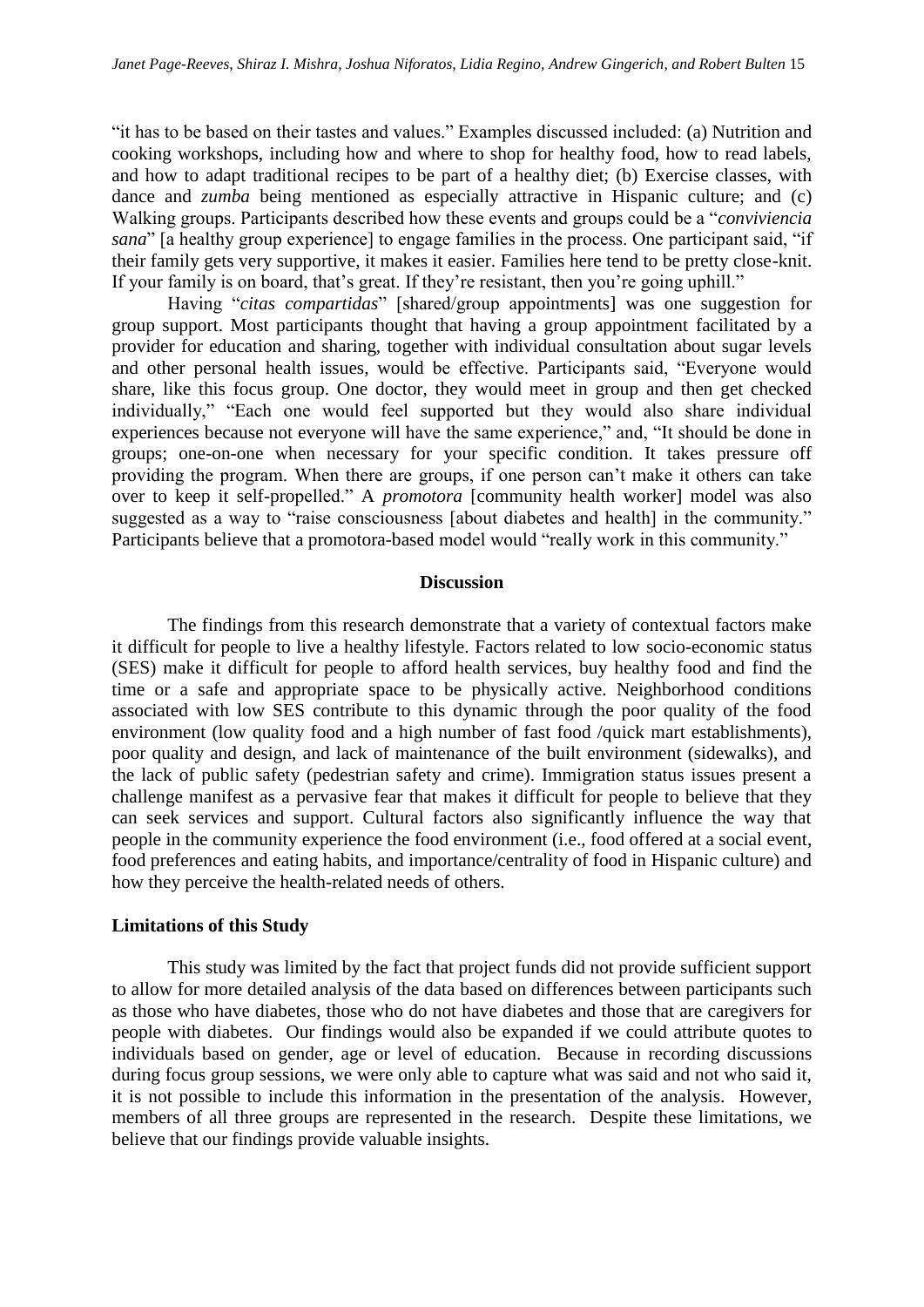"it has to be based on their tastes and values." Examples discussed included: (a) Nutrition and cooking workshops, including how and where to shop for healthy food, how to read labels, and how to adapt traditional recipes to be part of a healthy diet; (b) Exercise classes, with dance and *zumba* being mentioned as especially attractive in Hispanic culture; and (c) Walking groups. Participants described how these events and groups could be a "*conviviencia sana*" [a healthy group experience] to engage families in the process. One participant said, "if their family gets very supportive, it makes it easier. Families here tend to be pretty close-knit. If your family is on board, that's great. If they're resistant, then you're going uphill."

Having "*citas compartidas*" [shared/group appointments] was one suggestion for group support. Most participants thought that having a group appointment facilitated by a provider for education and sharing, together with individual consultation about sugar levels and other personal health issues, would be effective. Participants said, "Everyone would share, like this focus group. One doctor, they would meet in group and then get checked individually," "Each one would feel supported but they would also share individual experiences because not everyone will have the same experience," and, "It should be done in groups; one-on-one when necessary for your specific condition. It takes pressure off providing the program. When there are groups, if one person can't make it others can take over to keep it self-propelled." A *promotora* [community health worker] model was also suggested as a way to "raise consciousness [about diabetes and health] in the community." Participants believe that a promotora-based model would "really work in this community."

## Discussion

The findings from this research demonstrate that a variety of contextual factors make it difficult for people to live a healthy lifestyle. Factors related to low socio-economic status (SES) make it difficult for people to afford health services, buy healthy food and find the time or a safe and appropriate space to be physically active. Neighborhood conditions associated with low SES contribute to this dynamic through the poor quality of the food environment (low quality food and a high number of fast food /quick mart establishments), poor quality and design, and lack of maintenance of the built environment (sidewalks), and the lack of public safety (pedestrian safety and crime). Immigration status issues present a challenge manifest as a pervasive fear that makes it difficult for people to believe that they can seek services and support. Cultural factors also significantly influence the way that people in the community experience the food environment (i.e., food offered at a social event, food preferences and eating habits, and importance/centrality of food in Hispanic culture) and how they perceive the health-related needs of others.

### Limitations of this Study

This study was limited by the fact that project funds did not provide sufficient support to allow for more detailed analysis of the data based on differences between participants such as those who have diabetes, those who do not have diabetes and those that are caregivers for people with diabetes. Our findings would also be expanded if we could attribute quotes to individuals based on gender, age or level of education. Because in recording discussions during focus group sessions, we were only able to capture what was said and not who said it, it is not possible to include this information in the presentation of the analysis. However, members of all three groups are represented in the research. Despite these limitations, we believe that our findings provide valuable insights.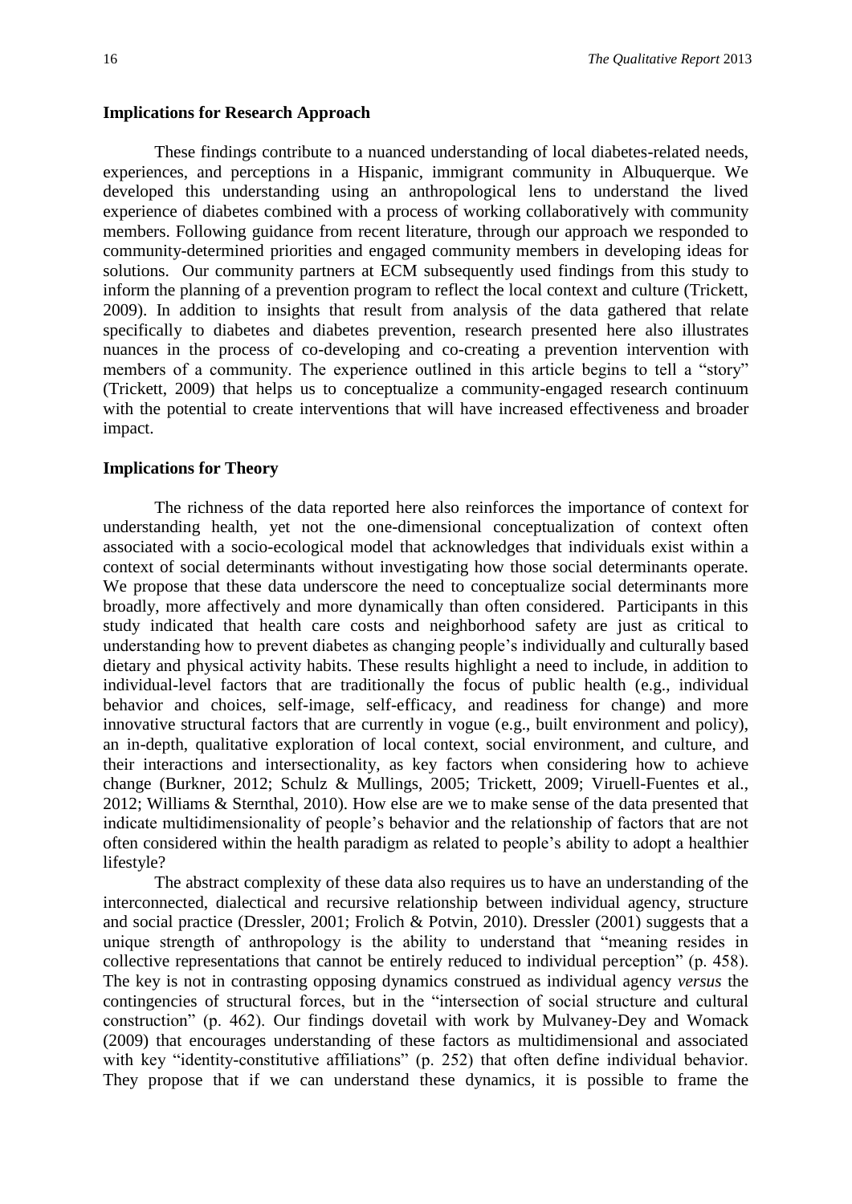### Implications for Research Approach

These findings contribute to a nuanced understanding of local diabetes-related needs, experiences, and perceptions in a Hispanic, immigrant community in Albuquerque. We developed this understanding using an anthropological lens to understand the lived experience of diabetes combined with a process of working collaboratively with community members. Following guidance from recent literature, through our approach we responded to community-determined priorities and engaged community members in developing ideas for solutions. Our community partners at ECM subsequently used findings from this study to inform the planning of a prevention program to reflect the local context and culture (Trickett, 2009). In addition to insights that result from analysis of the data gathered that relate specifically to diabetes and diabetes prevention, research presented here also illustrates nuances in the process of co-developing and co-creating a prevention intervention with members of a community. The experience outlined in this article begins to tell a "story" (Trickett, 2009) that helps us to conceptualize a community-engaged research continuum with the potential to create interventions that will have increased effectiveness and broader impact.

### Implications for Theory

The richness of the data reported here also reinforces the importance of context for understanding health, yet not the one-dimensional conceptualization of context often associated with a socio-ecological model that acknowledges that individuals exist within a context of social determinants without investigating how those social determinants operate. We propose that these data underscore the need to conceptualize social determinants more broadly, more affectively and more dynamically than often considered. Participants in this study indicated that health care costs and neighborhood safety are just as critical to understanding how to prevent diabetes as changing people's individually and culturally based dietary and physical activity habits. These results highlight a need to include, in addition to individual-level factors that are traditionally the focus of public health (e.g., individual behavior and choices, self-image, self-efficacy, and readiness for change) and more innovative structural factors that are currently in vogue (e.g., built environment and policy), an in-depth, qualitative exploration of local context, social environment, and culture, and their interactions and intersectionality, as key factors when considering how to achieve change (Burkner, 2012; Schulz & Mullings, 2005; Trickett, 2009; Viruell-Fuentes et al., 2012; Williams & Sternthal, 2010). How else are we to make sense of the data presented that indicate multidimensionality of people's behavior and the relationship of factors that are not often considered within the health paradigm as related to people's ability to adopt a healthier lifestyle?

The abstract complexity of these data also requires us to have an understanding of the interconnected, dialectical and recursive relationship between individual agency, structure and social practice (Dressler, 2001; Frolich & Potvin, 2010). Dressler (2001) suggests that a unique strength of anthropology is the ability to understand that "meaning resides in collective representations that cannot be entirely reduced to individual perception" (p. 458). The key is not in contrasting opposing dynamics construed as individual agency *versus* the contingencies of structural forces, but in the "intersection of social structure and cultural construction" (p. 462). Our findings dovetail with work by Mulvaney-Dey and Womack (2009) that encourages understanding of these factors as multidimensional and associated with key "identity-constitutive affiliations" (p. 252) that often define individual behavior. They propose that if we can understand these dynamics, it is possible to frame the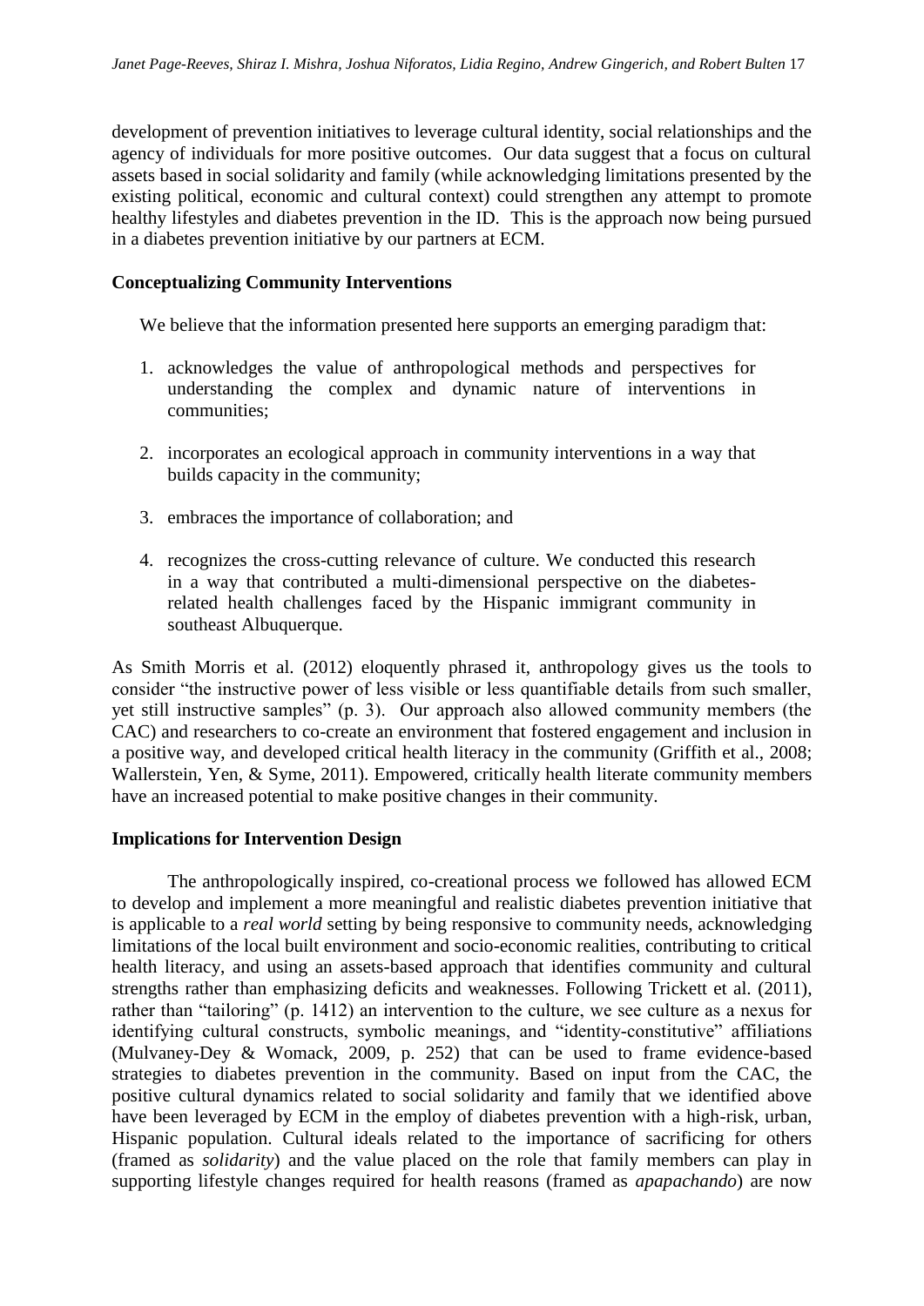development of prevention initiatives to leverage cultural identity, social relationships and the agency of individuals for more positive outcomes. Our data suggest that a focus on cultural assets based in social solidarity and family (while acknowledging limitations presented by the existing political, economic and cultural context) could strengthen any attempt to promote healthy lifestyles and diabetes prevention in the ID. This is the approach now being pursued in a diabetes prevention initiative by our partners at ECM.

**Conceptualizing Community Interventions**

We believe that the information presented here supports an emerging paradigm that:

1. acknowledges the value of anthropological methods and perspectives for understanding the complex and dynamic nature of interventions in communities;
2. incorporates an ecological approach in community interventions in a way that builds capacity in the community;
3. embraces the importance of collaboration; and
4. recognizes the cross-cutting relevance of culture. We conducted this research in a way that contributed a multi-dimensional perspective on the diabetes-related health challenges faced by the Hispanic immigrant community in southeast Albuquerque.

As Smith Morris et al. (2012) eloquently phrased it, anthropology gives us the tools to consider "the instructive power of less visible or less quantifiable details from such smaller, yet still instructive samples" (p. 3). Our approach also allowed community members (the CAC) and researchers to co-create an environment that fostered engagement and inclusion in a positive way, and developed critical health literacy in the community (Griffith et al., 2008; Wallerstein, Yen, & Syme, 2011). Empowered, critically health literate community members have an increased potential to make positive changes in their community.

**Implications for Intervention Design**

The anthropologically inspired, co-creational process we followed has allowed ECM to develop and implement a more meaningful and realistic diabetes prevention initiative that is applicable to a *real world* setting by being responsive to community needs, acknowledging limitations of the local built environment and socio-economic realities, contributing to critical health literacy, and using an assets-based approach that identifies community and cultural strengths rather than emphasizing deficits and weaknesses. Following Trickett et al. (2011), rather than "tailoring" (p. 1412) an intervention to the culture, we see culture as a nexus for identifying cultural constructs, symbolic meanings, and "identity-constitutive" affiliations (Mulvaney-Dey & Womack, 2009, p. 252) that can be used to frame evidence-based strategies to diabetes prevention in the community. Based on input from the CAC, the positive cultural dynamics related to social solidarity and family that we identified above have been leveraged by ECM in the employ of diabetes prevention with a high-risk, urban, Hispanic population. Cultural ideals related to the importance of sacrificing for others (framed as *solidarity*) and the value placed on the role that family members can play in supporting lifestyle changes required for health reasons (framed as *apapachando*) are now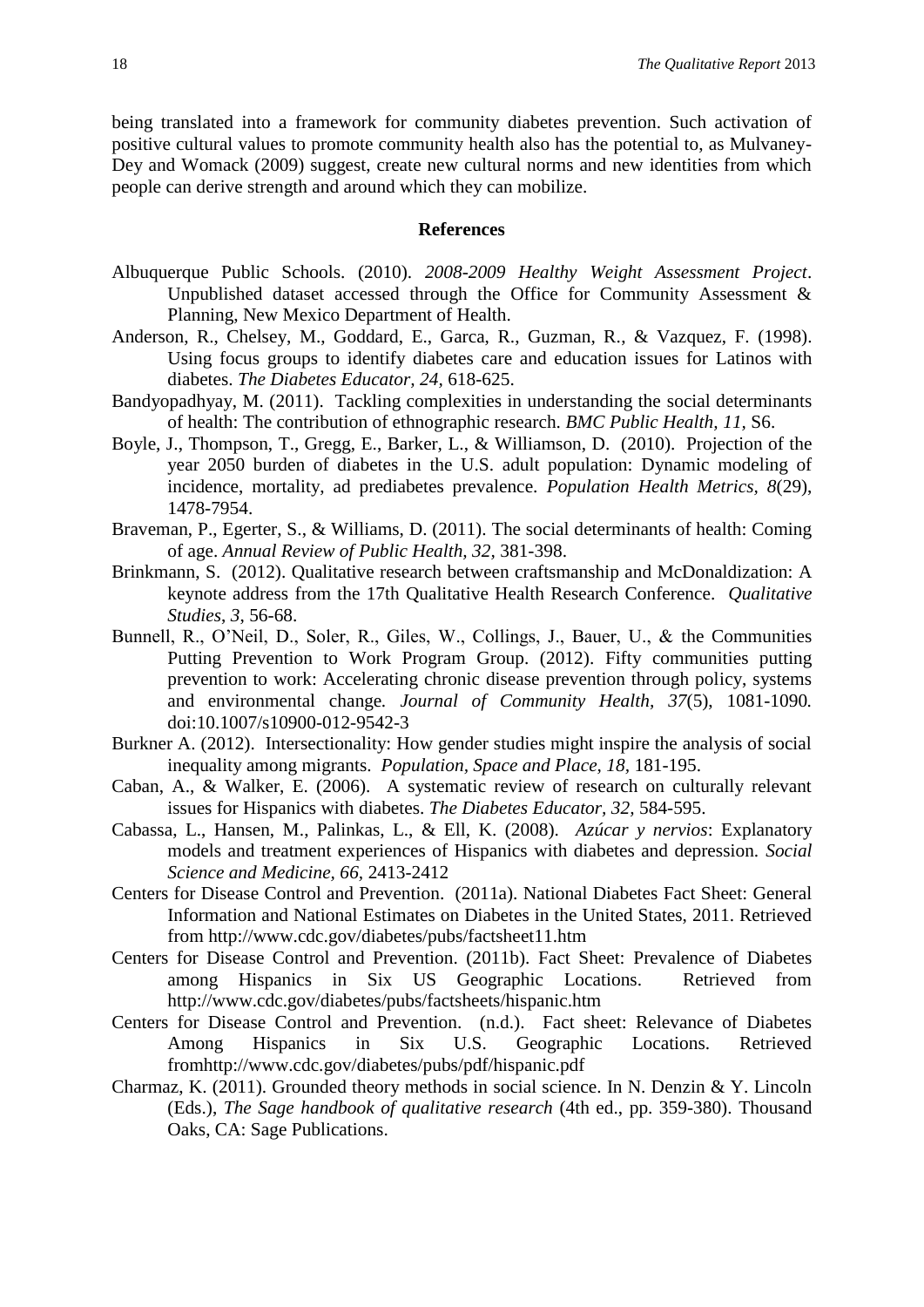being translated into a framework for community diabetes prevention. Such activation of positive cultural values to promote community health also has the potential to, as Mulvaney-Dey and Womack (2009) suggest, create new cultural norms and new identities from which people can derive strength and around which they can mobilize.

## References

Albuquerque Public Schools. (2010). *2008-2009 Healthy Weight Assessment Project*. Unpublished dataset accessed through the Office for Community Assessment & Planning, New Mexico Department of Health.

Anderson, R., Chelsey, M., Goddard, E., Garca, R., Guzman, R., & Vazquez, F. (1998). Using focus groups to identify diabetes care and education issues for Latinos with diabetes. *The Diabetes Educator, 24*, 618-625.

Bandyopadhyay, M. (2011). Tackling complexities in understanding the social determinants of health: The contribution of ethnographic research. *BMC Public Health, 11*, S6.

Boyle, J., Thompson, T., Gregg, E., Barker, L., & Williamson, D. (2010). Projection of the year 2050 burden of diabetes in the U.S. adult population: Dynamic modeling of incidence, mortality, ad prediabetes prevalence. *Population Health Metrics, 8*(29), 1478-7954.

Braveman, P., Egerter, S., & Williams, D. (2011). The social determinants of health: Coming of age. *Annual Review of Public Health, 32*, 381-398.

Brinkmann, S. (2012). Qualitative research between craftsmanship and McDonaldization: A keynote address from the 17th Qualitative Health Research Conference. *Qualitative Studies*, *3*, 56-68.

Bunnell, R., O'Neil, D., Soler, R., Giles, W., Collings, J., Bauer, U., & the Communities Putting Prevention to Work Program Group. (2012). Fifty communities putting prevention to work: Accelerating chronic disease prevention through policy, systems and environmental change*. Journal of Community Health, 37*(5), 1081-1090*.* doi:10.1007/s10900-012-9542-3

Burkner A. (2012). Intersectionality: How gender studies might inspire the analysis of social inequality among migrants. *Population, Space and Place, 18*, 181-195.

Caban, A., & Walker, E. (2006). A systematic review of research on culturally relevant issues for Hispanics with diabetes. *The Diabetes Educator, 32*, 584-595.

Cabassa, L., Hansen, M., Palinkas, L., & Ell, K. (2008). *Azúcar y nervios*: Explanatory models and treatment experiences of Hispanics with diabetes and depression*. Social Science and Medicine, 66*, 2413-2412

Centers for Disease Control and Prevention. (2011a). National Diabetes Fact Sheet: General Information and National Estimates on Diabetes in the United States, 2011. Retrieved from http://www.cdc.gov/diabetes/pubs/factsheet11.htm

Centers for Disease Control and Prevention. (2011b). Fact Sheet: Prevalence of Diabetes among Hispanics in Six US Geographic Locations. Retrieved from http://www.cdc.gov/diabetes/pubs/factsheets/hispanic.htm

Centers for Disease Control and Prevention. (n.d.). Fact sheet: Relevance of Diabetes Among Hispanics in Six U.S. Geographic Locations. Retrieved fromhttp://www.cdc.gov/diabetes/pubs/pdf/hispanic.pdf

Charmaz, K. (2011). Grounded theory methods in social science. In N. Denzin & Y. Lincoln (Eds.), *The Sage handbook of qualitative research* (4th ed., pp. 359-380). Thousand Oaks, CA: Sage Publications.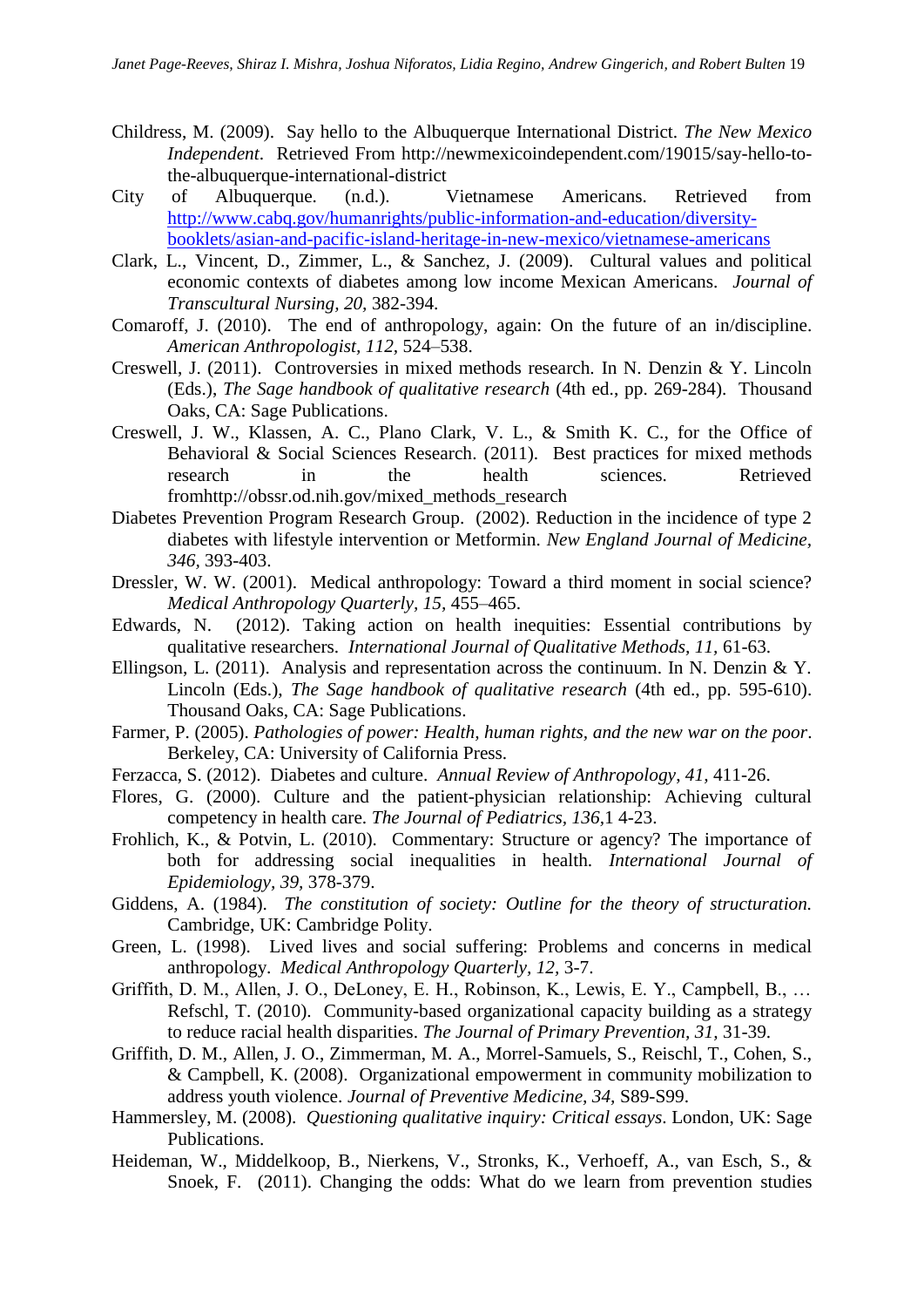Childress, M. (2009). Say hello to the Albuquerque International District. *The New Mexico Independent*. Retrieved From http://newmexicoindependent.com/19015/say-hello-to-the-albuquerque-international-district

City of Albuquerque. (n.d.). Vietnamese Americans. Retrieved from http://www.cabq.gov/humanrights/public-information-and-education/diversity-booklets/asian-and-pacific-island-heritage-in-new-mexico/vietnamese-americans

Clark, L., Vincent, D., Zimmer, L., & Sanchez, J. (2009). Cultural values and political economic contexts of diabetes among low income Mexican Americans. *Journal of Transcultural Nursing, 20,* 382-394.

Comaroff, J. (2010). The end of anthropology, again: On the future of an in/discipline. *American Anthropologist, 112,* 524–538.

Creswell, J. (2011). Controversies in mixed methods research. In N. Denzin & Y. Lincoln (Eds.), *The Sage handbook of qualitative research* (4th ed., pp. 269-284). Thousand Oaks, CA: Sage Publications.

Creswell, J. W., Klassen, A. C., Plano Clark, V. L., & Smith K. C., for the Office of Behavioral & Social Sciences Research. (2011). Best practices for mixed methods research in the health sciences. Retrieved fromhttp://obssr.od.nih.gov/mixed_methods_research

Diabetes Prevention Program Research Group. (2002). Reduction in the incidence of type 2 diabetes with lifestyle intervention or Metformin. *New England Journal of Medicine, 346,* 393-403.

Dressler, W. W. (2001). Medical anthropology: Toward a third moment in social science? *Medical Anthropology Quarterly, 15,* 455–465.

Edwards, N. (2012). Taking action on health inequities: Essential contributions by qualitative researchers. *International Journal of Qualitative Methods, 11,* 61-63.

Ellingson, L. (2011). Analysis and representation across the continuum. In N. Denzin & Y. Lincoln (Eds.), *The Sage handbook of qualitative research* (4th ed., pp. 595-610). Thousand Oaks, CA: Sage Publications.

Farmer, P. (2005). *Pathologies of power: Health, human rights, and the new war on the poor*. Berkeley, CA: University of California Press.

Ferzacca, S. (2012). Diabetes and culture. *Annual Review of Anthropology, 41,* 411-26.

Flores, G. (2000). Culture and the patient-physician relationship: Achieving cultural competency in health care. *The Journal of Pediatrics, 136,*1 4-23.

Frohlich, K., & Potvin, L. (2010). Commentary: Structure or agency? The importance of both for addressing social inequalities in health. *International Journal of Epidemiology, 39,* 378-379.

Giddens, A. (1984). *The constitution of society: Outline for the theory of structuration.* Cambridge, UK: Cambridge Polity.

Green, L. (1998). Lived lives and social suffering: Problems and concerns in medical anthropology. *Medical Anthropology Quarterly, 12,* 3-7.

Griffith, D. M., Allen, J. O., DeLoney, E. H., Robinson, K., Lewis, E. Y., Campbell, B., … Refschl, T. (2010). Community-based organizational capacity building as a strategy to reduce racial health disparities. *The Journal of Primary Prevention, 31,* 31-39.

Griffith, D. M., Allen, J. O., Zimmerman, M. A., Morrel-Samuels, S., Reischl, T., Cohen, S., & Campbell, K. (2008). Organizational empowerment in community mobilization to address youth violence. *Journal of Preventive Medicine, 34,* S89-S99.

Hammersley, M. (2008). *Questioning qualitative inquiry: Critical essays*. London, UK: Sage Publications.

Heideman, W., Middelkoop, B., Nierkens, V., Stronks, K., Verhoeff, A., van Esch, S., & Snoek, F. (2011). Changing the odds: What do we learn from prevention studies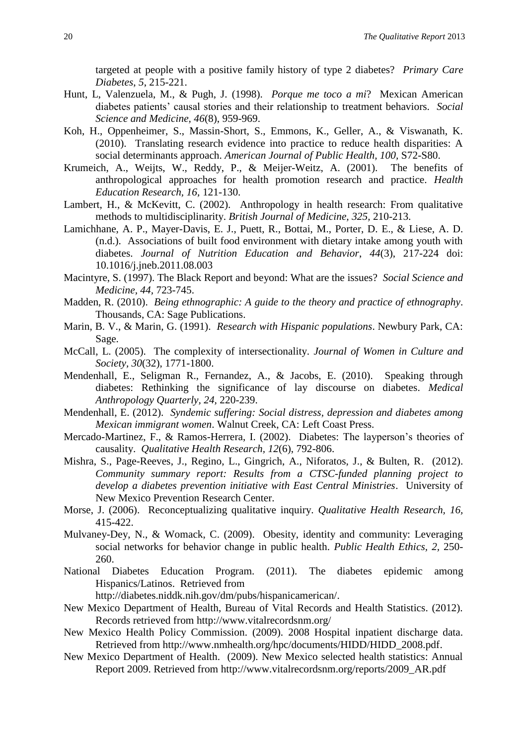targeted at people with a positive family history of type 2 diabetes? *Primary Care Diabetes*, *5*, 215-221.

Hunt, L, Valenzuela, M., & Pugh, J. (1998). *Porque me toco a mi*? Mexican American diabetes patients' causal stories and their relationship to treatment behaviors. *Social Science and Medicine, 46*(8), 959-969.

Koh, H., Oppenheimer, S., Massin-Short, S., Emmons, K., Geller, A., & Viswanath, K. (2010). Translating research evidence into practice to reduce health disparities: A social determinants approach. *American Journal of Public Health, 100,* S72-S80.

Krumeich, A., Weijts, W., Reddy, P., & Meijer-Weitz, A. (2001). The benefits of anthropological approaches for health promotion research and practice. *Health Education Research, 16,* 121-130.

Lambert, H., & McKevitt, C. (2002). Anthropology in health research: From qualitative methods to multidisciplinarity. *British Journal of Medicine, 325,* 210-213.

Lamichhane, A. P., Mayer-Davis, E. J., Puett, R., Bottai, M., Porter, D. E., & Liese, A. D. (n.d.). Associations of built food environment with dietary intake among youth with diabetes. *Journal of Nutrition Education and Behavior*, *44*(3), 217-224 doi: 10.1016/j.jneb.2011.08.003

Macintyre, S. (1997). The Black Report and beyond: What are the issues? *Social Science and Medicine, 44,* 723-745.

Madden, R. (2010). *Being ethnographic: A guide to the theory and practice of ethnography*. Thousands, CA: Sage Publications.

Marin, B. V., & Marin, G. (1991). *Research with Hispanic populations*. Newbury Park, CA: Sage.

McCall, L. (2005). The complexity of intersectionality. *Journal of Women in Culture and Society, 30*(32), 1771-1800.

Mendenhall, E., Seligman R., Fernandez, A., & Jacobs, E. (2010). Speaking through diabetes: Rethinking the significance of lay discourse on diabetes. *Medical Anthropology Quarterly, 24,* 220-239.

Mendenhall, E. (2012). *Syndemic suffering: Social distress, depression and diabetes among Mexican immigrant women*. Walnut Creek, CA: Left Coast Press.

Mercado-Martinez, F., & Ramos-Herrera, I. (2002). Diabetes: The layperson's theories of causality. *Qualitative Health Research, 12*(6), 792-806.

Mishra, S., Page-Reeves, J., Regino, L., Gingrich, A., Niforatos, J., & Bulten, R. (2012). *Community summary report: Results from a CTSC-funded planning project to develop a diabetes prevention initiative with East Central Ministries*. University of New Mexico Prevention Research Center.

Morse, J. (2006). Reconceptualizing qualitative inquiry. *Qualitative Health Research, 16,* 415-422.

Mulvaney-Dey, N., & Womack, C. (2009). Obesity, identity and community: Leveraging social networks for behavior change in public health. *Public Health Ethics, 2,* 250-260.

National Diabetes Education Program. (2011). The diabetes epidemic among Hispanics/Latinos. Retrieved from http://diabetes.niddk.nih.gov/dm/pubs/hispanicamerican/.

New Mexico Department of Health, Bureau of Vital Records and Health Statistics. (2012). Records retrieved from http://www.vitalrecordsnm.org/

New Mexico Health Policy Commission. (2009). 2008 Hospital inpatient discharge data. Retrieved from http://www.nmhealth.org/hpc/documents/HIDD/HIDD_2008.pdf.

New Mexico Department of Health. (2009). New Mexico selected health statistics: Annual Report 2009. Retrieved from http://www.vitalrecordsnm.org/reports/2009_AR.pdf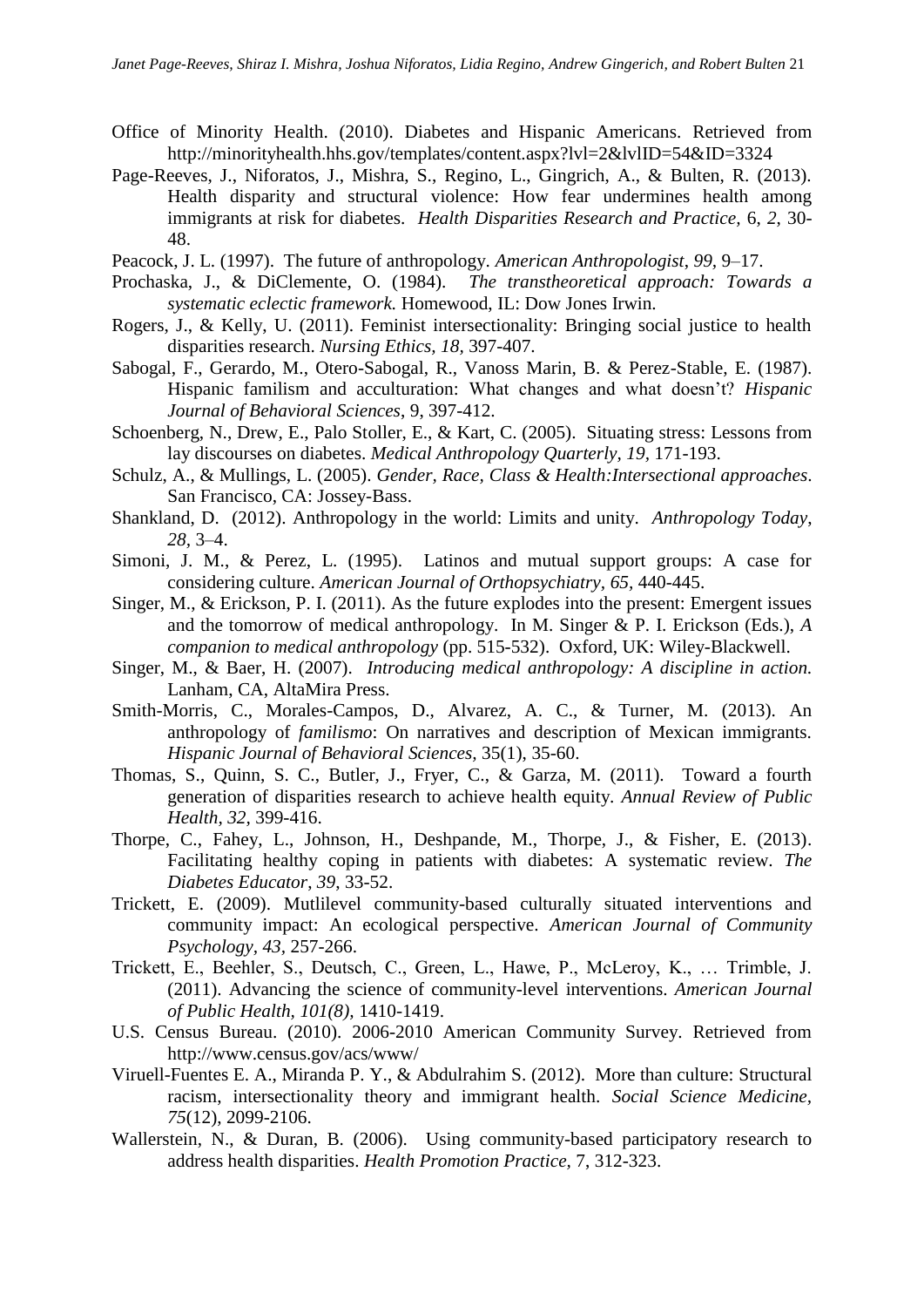Office of Minority Health. (2010). Diabetes and Hispanic Americans. Retrieved from http://minorityhealth.hhs.gov/templates/content.aspx?lvl=2&lvlID=54&ID=3324

Page-Reeves, J., Niforatos, J., Mishra, S., Regino, L., Gingrich, A., & Bulten, R. (2013). Health disparity and structural violence: How fear undermines health among immigrants at risk for diabetes. *Health Disparities Research and Practice,* 6, *2,* 30-48.

Peacock, J. L. (1997). The future of anthropology. *American Anthropologist*, *99*, 9–17.

Prochaska, J., & DiClemente, O. (1984). *The transtheoretical approach: Towards a systematic eclectic framework.* Homewood, IL: Dow Jones Irwin.

Rogers, J., & Kelly, U. (2011). Feminist intersectionality: Bringing social justice to health disparities research. *Nursing Ethics, 18*, 397-407.

Sabogal, F., Gerardo, M., Otero-Sabogal, R., Vanoss Marin, B. & Perez-Stable, E. (1987). Hispanic familism and acculturation: What changes and what doesn't? *Hispanic Journal of Behavioral Sciences*, 9, 397-412.

Schoenberg, N., Drew, E., Palo Stoller, E., & Kart, C. (2005). Situating stress: Lessons from lay discourses on diabetes. *Medical Anthropology Quarterly*, *19*, 171-193.

Schulz, A., & Mullings, L. (2005). *Gender, Race, Class & Health:Intersectional approaches*. San Francisco, CA: Jossey-Bass.

Shankland, D. (2012). Anthropology in the world: Limits and unity. *Anthropology Today*, *28*, 3–4.

Simoni, J. M., & Perez, L. (1995). Latinos and mutual support groups: A case for considering culture. *American Journal of Orthopsychiatry, 65,* 440-445.

Singer, M., & Erickson, P. I. (2011). As the future explodes into the present: Emergent issues and the tomorrow of medical anthropology. In M. Singer & P. I. Erickson (Eds.), *A companion to medical anthropology* (pp. 515-532). Oxford, UK: Wiley-Blackwell.

Singer, M., & Baer, H. (2007). *Introducing medical anthropology: A discipline in action.* Lanham, CA, AltaMira Press.

Smith-Morris, C., Morales-Campos, D., Alvarez, A. C., & Turner, M. (2013). An anthropology of *familismo*: On narratives and description of Mexican immigrants. *Hispanic Journal of Behavioral Sciences*, 35(1), 35-60.

Thomas, S., Quinn, S. C., Butler, J., Fryer, C., & Garza, M. (2011). Toward a fourth generation of disparities research to achieve health equity. *Annual Review of Public Health, 32,* 399-416.

Thorpe, C., Fahey, L., Johnson, H., Deshpande, M., Thorpe, J., & Fisher, E. (2013). Facilitating healthy coping in patients with diabetes: A systematic review. *The Diabetes Educator*, *39,* 33-52.

Trickett, E. (2009). Mutlilevel community-based culturally situated interventions and community impact: An ecological perspective. *American Journal of Community Psychology*, *43,* 257-266.

Trickett, E., Beehler, S., Deutsch, C., Green, L., Hawe, P., McLeroy, K., … Trimble, J. (2011). Advancing the science of community-level interventions. *American Journal of Public Health, 101(8),* 1410-1419.

U.S. Census Bureau. (2010). 2006-2010 American Community Survey. Retrieved from http://www.census.gov/acs/www/

Viruell-Fuentes E. A., Miranda P. Y., & Abdulrahim S. (2012). More than culture: Structural racism, intersectionality theory and immigrant health. *Social Science Medicine, 75*(12), 2099-2106.

Wallerstein, N., & Duran, B. (2006). Using community-based participatory research to address health disparities. *Health Promotion Practice*, 7, 312-323.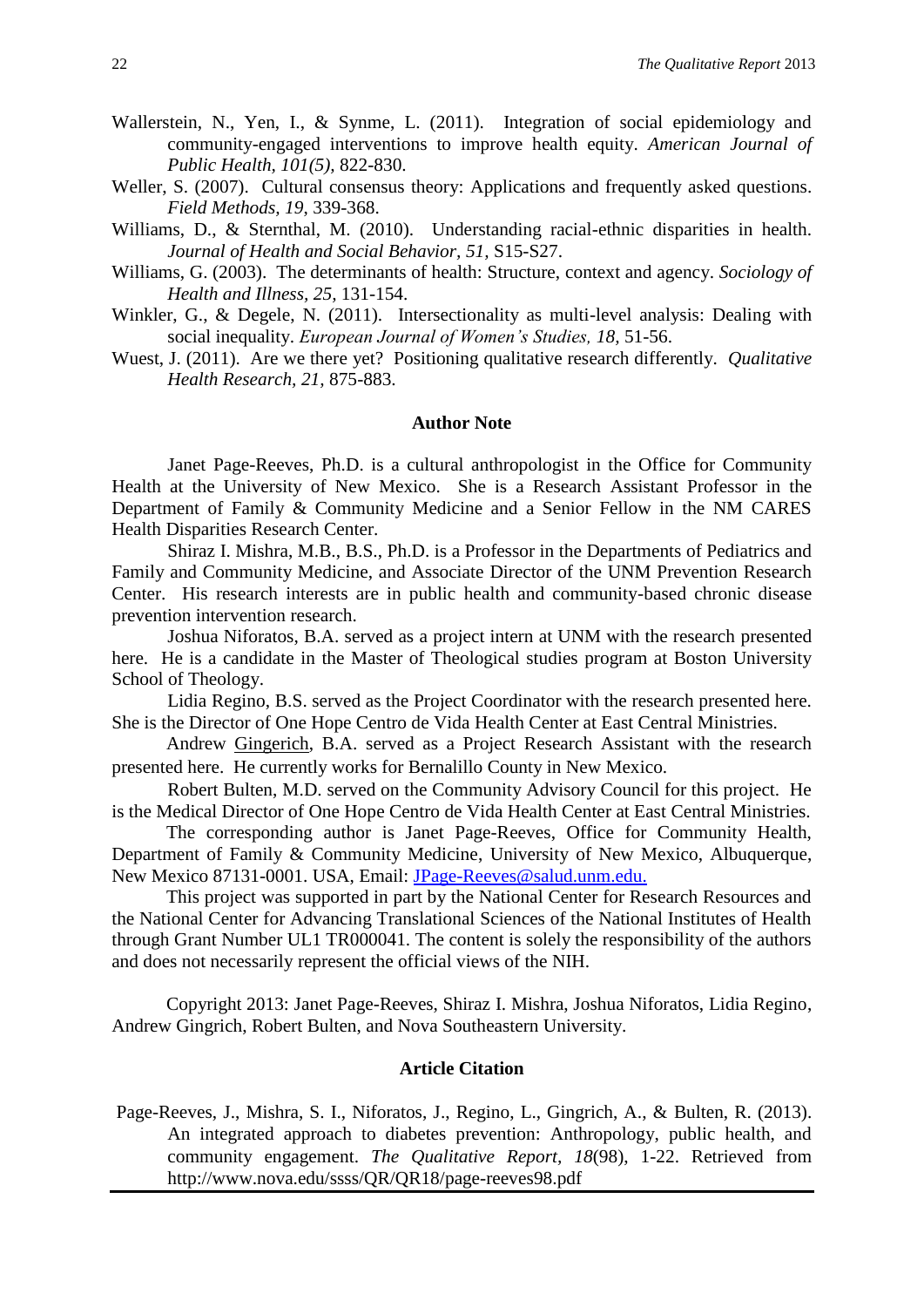Wallerstein, N., Yen, I., & Synme, L. (2011). Integration of social epidemiology and community-engaged interventions to improve health equity. *American Journal of Public Health, 101(5),* 822-830.

Weller, S. (2007). Cultural consensus theory: Applications and frequently asked questions. *Field Methods, 19,* 339-368.

Williams, D., & Sternthal, M. (2010). Understanding racial-ethnic disparities in health. *Journal of Health and Social Behavior, 51,* S15-S27.

Williams, G. (2003). The determinants of health: Structure, context and agency. *Sociology of Health and Illness, 25,* 131-154.

Winkler, G., & Degele, N. (2011). Intersectionality as multi-level analysis: Dealing with social inequality. *European Journal of Women's Studies, 18,* 51-56.

Wuest, J. (2011). Are we there yet? Positioning qualitative research differently. *Qualitative Health Research, 21,* 875-883.

## Author Note

Janet Page-Reeves, Ph.D. is a cultural anthropologist in the Office for Community Health at the University of New Mexico. She is a Research Assistant Professor in the Department of Family & Community Medicine and a Senior Fellow in the NM CARES Health Disparities Research Center.

Shiraz I. Mishra, M.B., B.S., Ph.D. is a Professor in the Departments of Pediatrics and Family and Community Medicine, and Associate Director of the UNM Prevention Research Center. His research interests are in public health and community-based chronic disease prevention intervention research.

Joshua Niforatos, B.A. served as a project intern at UNM with the research presented here. He is a candidate in the Master of Theological studies program at Boston University School of Theology.

Lidia Regino, B.S. served as the Project Coordinator with the research presented here. She is the Director of One Hope Centro de Vida Health Center at East Central Ministries.

Andrew Gingerich, B.A. served as a Project Research Assistant with the research presented here. He currently works for Bernalillo County in New Mexico.

Robert Bulten, M.D. served on the Community Advisory Council for this project. He is the Medical Director of One Hope Centro de Vida Health Center at East Central Ministries.

The corresponding author is Janet Page-Reeves, Office for Community Health, Department of Family & Community Medicine, University of New Mexico, Albuquerque, New Mexico 87131-0001. USA, Email: JPage-Reeves@salud.unm.edu.

This project was supported in part by the National Center for Research Resources and the National Center for Advancing Translational Sciences of the National Institutes of Health through Grant Number UL1 TR000041. The content is solely the responsibility of the authors and does not necessarily represent the official views of the NIH.

Copyright 2013: Janet Page-Reeves, Shiraz I. Mishra, Joshua Niforatos, Lidia Regino, Andrew Gingrich, Robert Bulten, and Nova Southeastern University.

## Article Citation

Page-Reeves, J., Mishra, S. I., Niforatos, J., Regino, L., Gingrich, A., & Bulten, R. (2013). An integrated approach to diabetes prevention: Anthropology, public health, and community engagement. *The Qualitative Report, 18*(98), 1-22. Retrieved from http://www.nova.edu/ssss/QR/QR18/page-reeves98.pdf